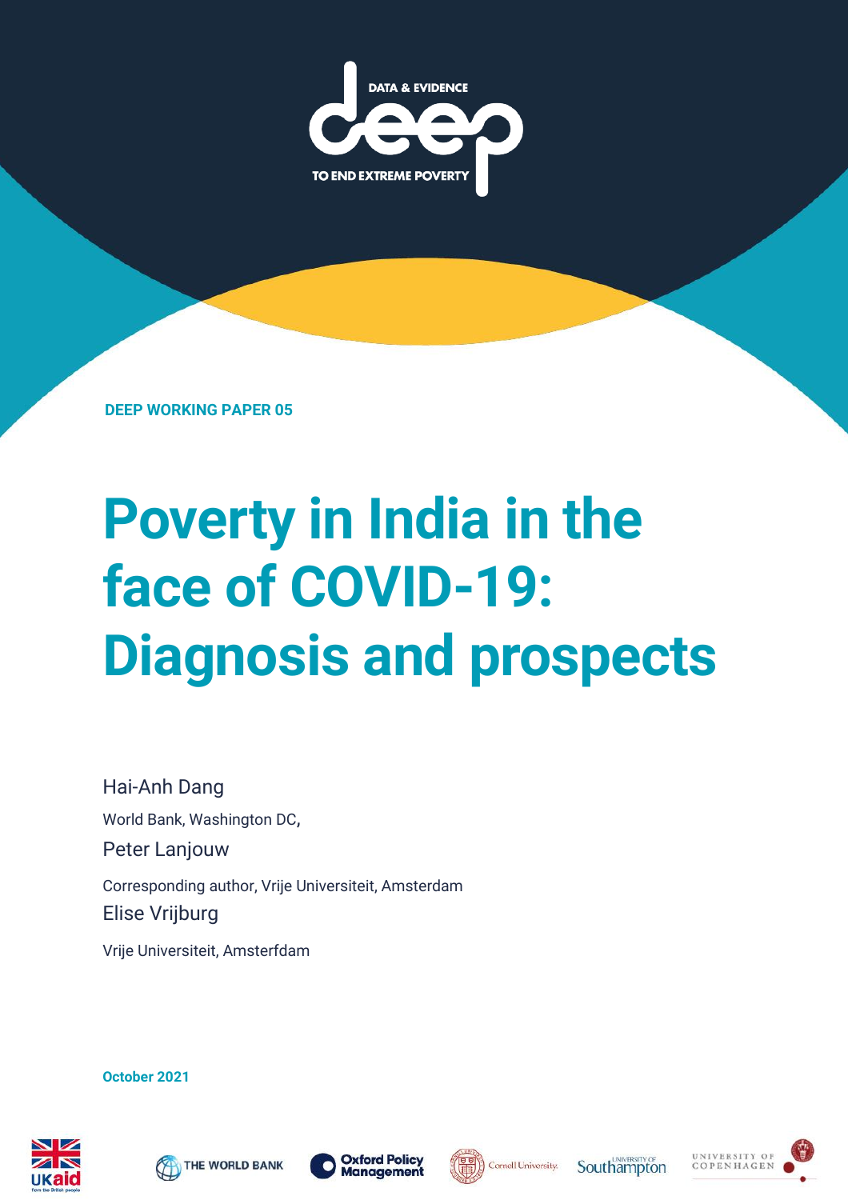DATA & EVIDENCE

deep

TO END EXTREME POVERTY

**DEEP WORKING PAPER 05**

# Poverty in India in the face of COVID-19: Diagnosis and prospects

Hai-Anh Dang

World Bank, Washington DC,

Peter Lanjouw

Corresponding author, Vrije Universiteit, Amsterdam

Elise Vrijburg

Vrije Universiteit, Amsterfdam

**October 2021**

UKaid from the British people · THE WORLD BANK · Oxford Policy Management · Cornell University · University of Southampton · UNIVERSITY OF COPENHAGEN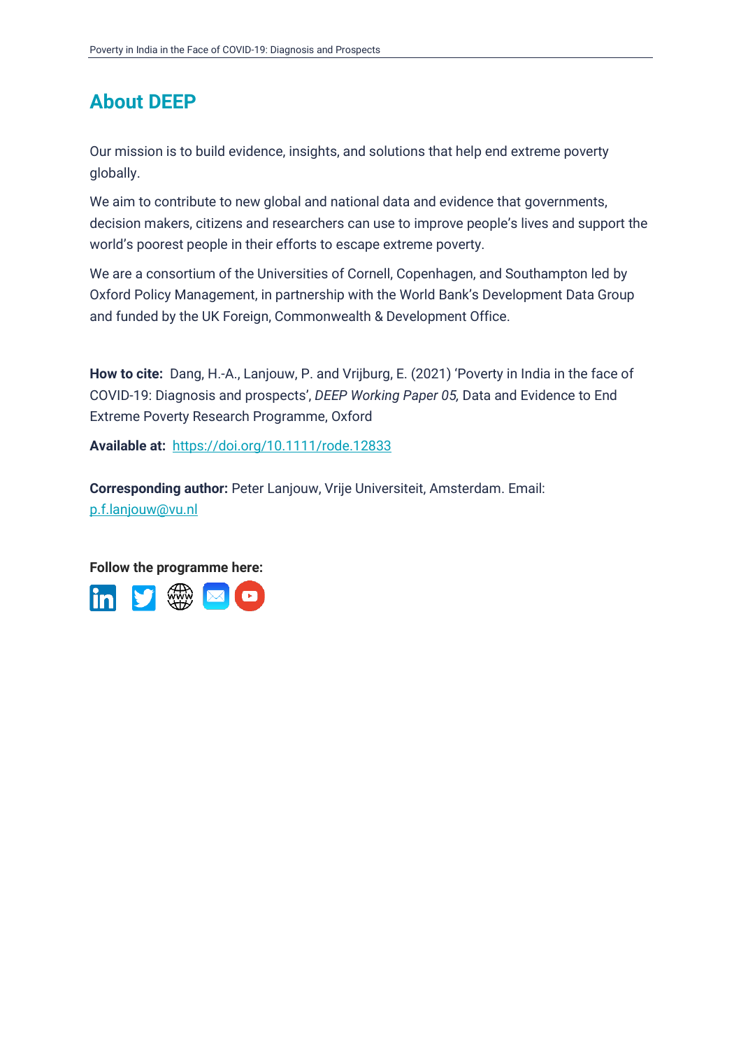## About DEEP

Our mission is to build evidence, insights, and solutions that help end extreme poverty globally.

We aim to contribute to new global and national data and evidence that governments, decision makers, citizens and researchers can use to improve people's lives and support the world's poorest people in their efforts to escape extreme poverty.

We are a consortium of the Universities of Cornell, Copenhagen, and Southampton led by Oxford Policy Management, in partnership with the World Bank's Development Data Group and funded by the UK Foreign, Commonwealth & Development Office.

**How to cite:** Dang, H.-A., Lanjouw, P. and Vrijburg, E. (2021) 'Poverty in India in the face of COVID-19: Diagnosis and prospects', *DEEP Working Paper 05,* Data and Evidence to End Extreme Poverty Research Programme, Oxford

**Available at:** https://doi.org/10.1111/rode.12833

**Corresponding author:** Peter Lanjouw, Vrije Universiteit, Amsterdam. Email: p.f.lanjouw@vu.nl

**Follow the programme here:**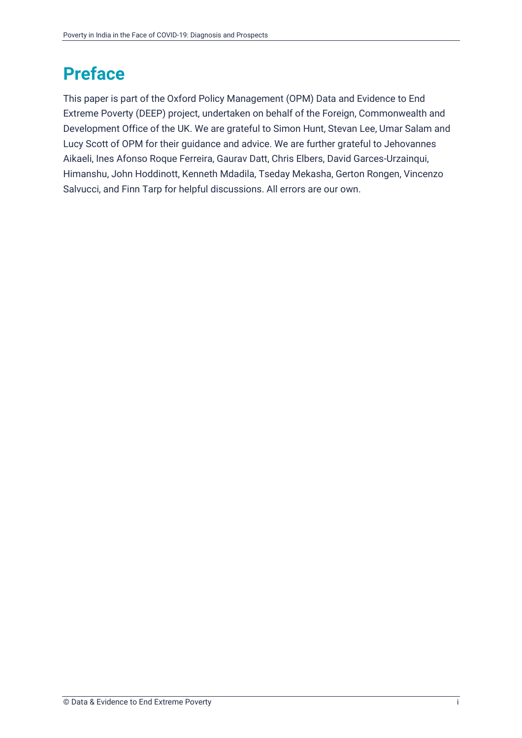# Preface

This paper is part of the Oxford Policy Management (OPM) Data and Evidence to End Extreme Poverty (DEEP) project, undertaken on behalf of the Foreign, Commonwealth and Development Office of the UK. We are grateful to Simon Hunt, Stevan Lee, Umar Salam and Lucy Scott of OPM for their guidance and advice. We are further grateful to Jehovannes Aikaeli, Ines Afonso Roque Ferreira, Gaurav Datt, Chris Elbers, David Garces-Urzainqui, Himanshu, John Hoddinott, Kenneth Mdadila, Tseday Mekasha, Gerton Rongen, Vincenzo Salvucci, and Finn Tarp for helpful discussions. All errors are our own.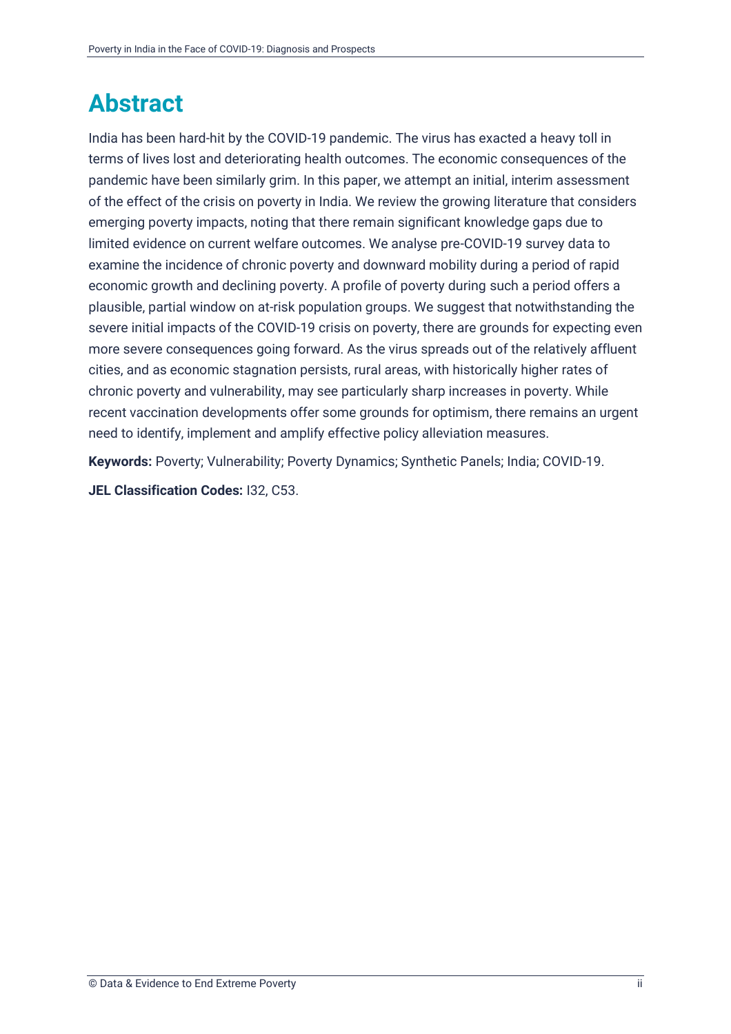# Abstract

India has been hard-hit by the COVID-19 pandemic. The virus has exacted a heavy toll in terms of lives lost and deteriorating health outcomes. The economic consequences of the pandemic have been similarly grim. In this paper, we attempt an initial, interim assessment of the effect of the crisis on poverty in India. We review the growing literature that considers emerging poverty impacts, noting that there remain significant knowledge gaps due to limited evidence on current welfare outcomes. We analyse pre-COVID-19 survey data to examine the incidence of chronic poverty and downward mobility during a period of rapid economic growth and declining poverty. A profile of poverty during such a period offers a plausible, partial window on at-risk population groups. We suggest that notwithstanding the severe initial impacts of the COVID-19 crisis on poverty, there are grounds for expecting even more severe consequences going forward. As the virus spreads out of the relatively affluent cities, and as economic stagnation persists, rural areas, with historically higher rates of chronic poverty and vulnerability, may see particularly sharp increases in poverty. While recent vaccination developments offer some grounds for optimism, there remains an urgent need to identify, implement and amplify effective policy alleviation measures.

**Keywords:** Poverty; Vulnerability; Poverty Dynamics; Synthetic Panels; India; COVID-19.

**JEL Classification Codes:** I32, C53.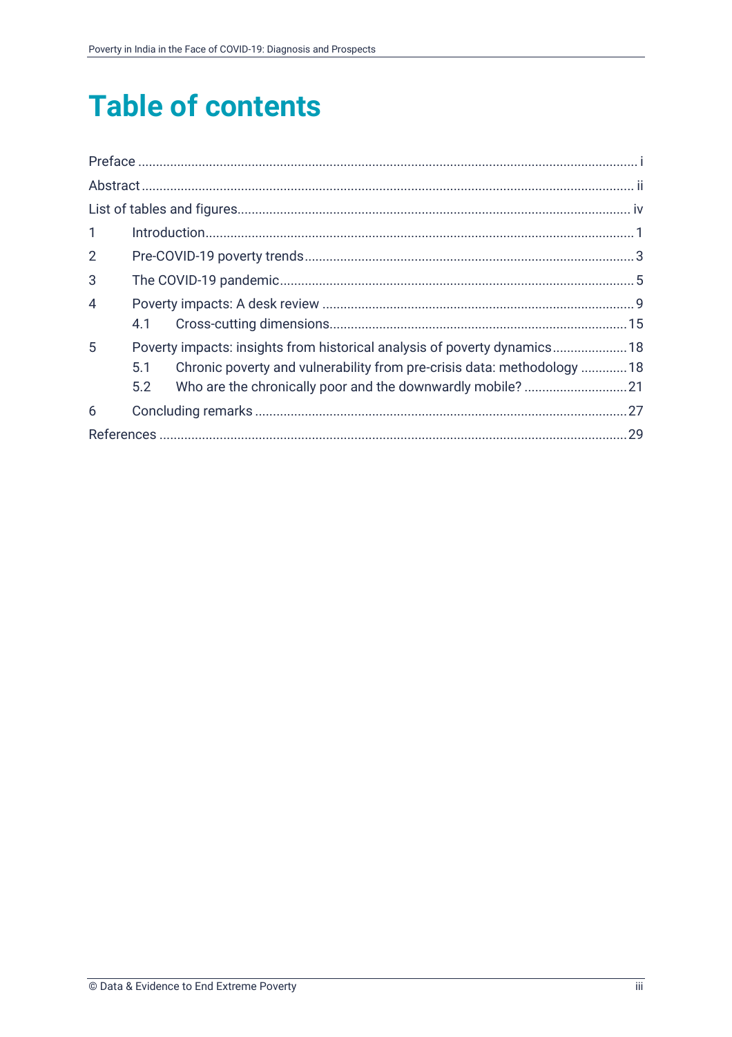# Table of contents

Preface ........................................................................................................................................ i

Abstract ....................................................................................................................................... ii

List of tables and figures ............................................................................................................. iv

1 Introduction ............................................................................................................................ 1

2 Pre-COVID-19 poverty trends ................................................................................................ 3

3 The COVID-19 pandemic ....................................................................................................... 5

4 Poverty impacts: A desk review ............................................................................................. 9

4.1 Cross-cutting dimensions ..................................................................................................... 15

5 Poverty impacts: insights from historical analysis of poverty dynamics ................................. 18

5.1 Chronic poverty and vulnerability from pre-crisis data: methodology ................................. 18

5.2 Who are the chronically poor and the downwardly mobile? ............................................... 21

6 Concluding remarks ................................................................................................................ 27

References .................................................................................................................................. 29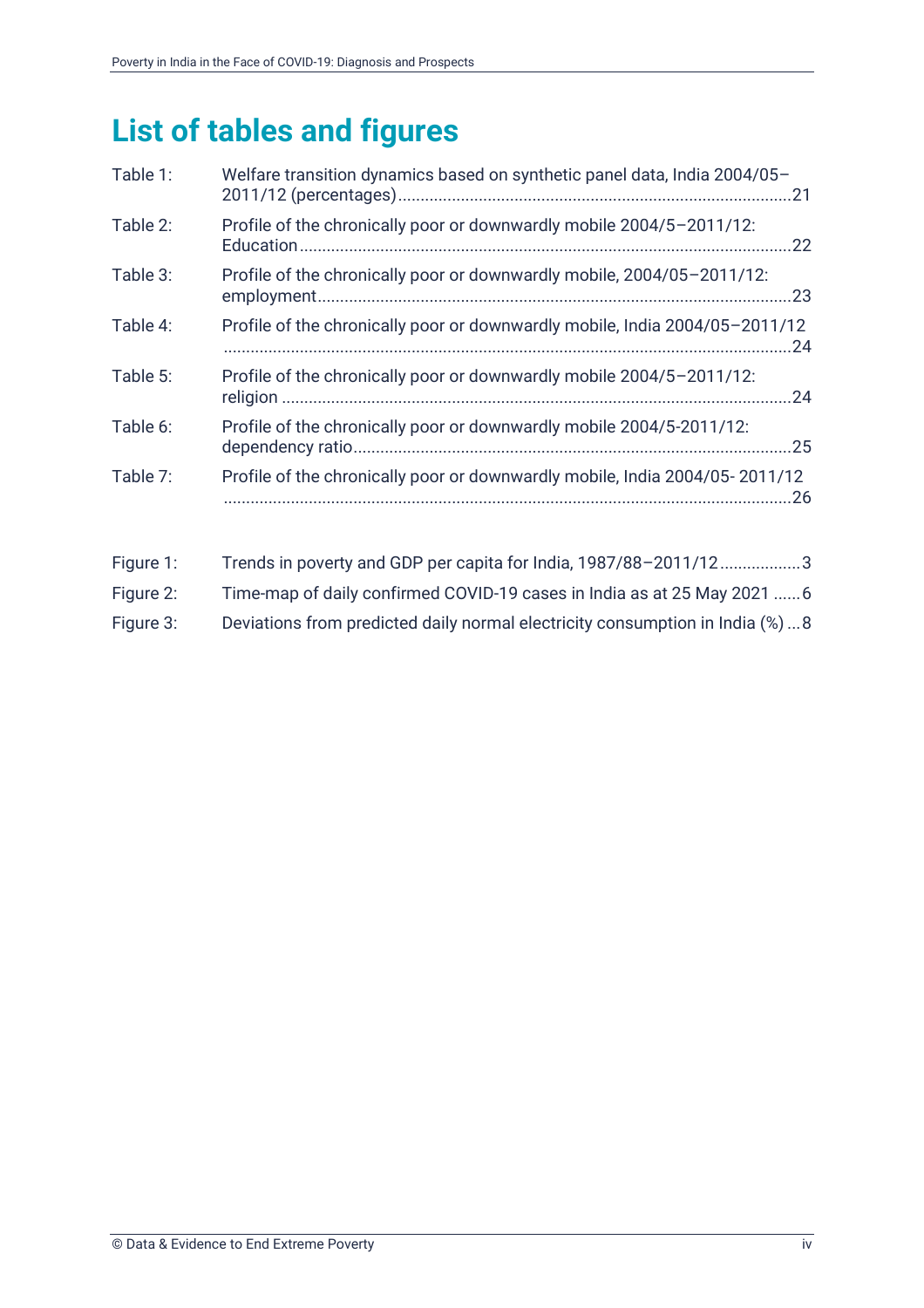# List of tables and figures

Table 1: Welfare transition dynamics based on synthetic panel data, India 2004/05–2011/12 (percentages) ........ 21

Table 2: Profile of the chronically poor or downwardly mobile 2004/5–2011/12: Education ........ 22

Table 3: Profile of the chronically poor or downwardly mobile, 2004/05–2011/12: employment ........ 23

Table 4: Profile of the chronically poor or downwardly mobile, India 2004/05–2011/12 ........ 24

Table 5: Profile of the chronically poor or downwardly mobile 2004/5–2011/12: religion ........ 24

Table 6: Profile of the chronically poor or downwardly mobile 2004/5-2011/12: dependency ratio ........ 25

Table 7: Profile of the chronically poor or downwardly mobile, India 2004/05- 2011/12 ........ 26

Figure 1: Trends in poverty and GDP per capita for India, 1987/88–2011/12 ........ 3

Figure 2: Time-map of daily confirmed COVID-19 cases in India as at 25 May 2021 ........ 6

Figure 3: Deviations from predicted daily normal electricity consumption in India (%) ........ 8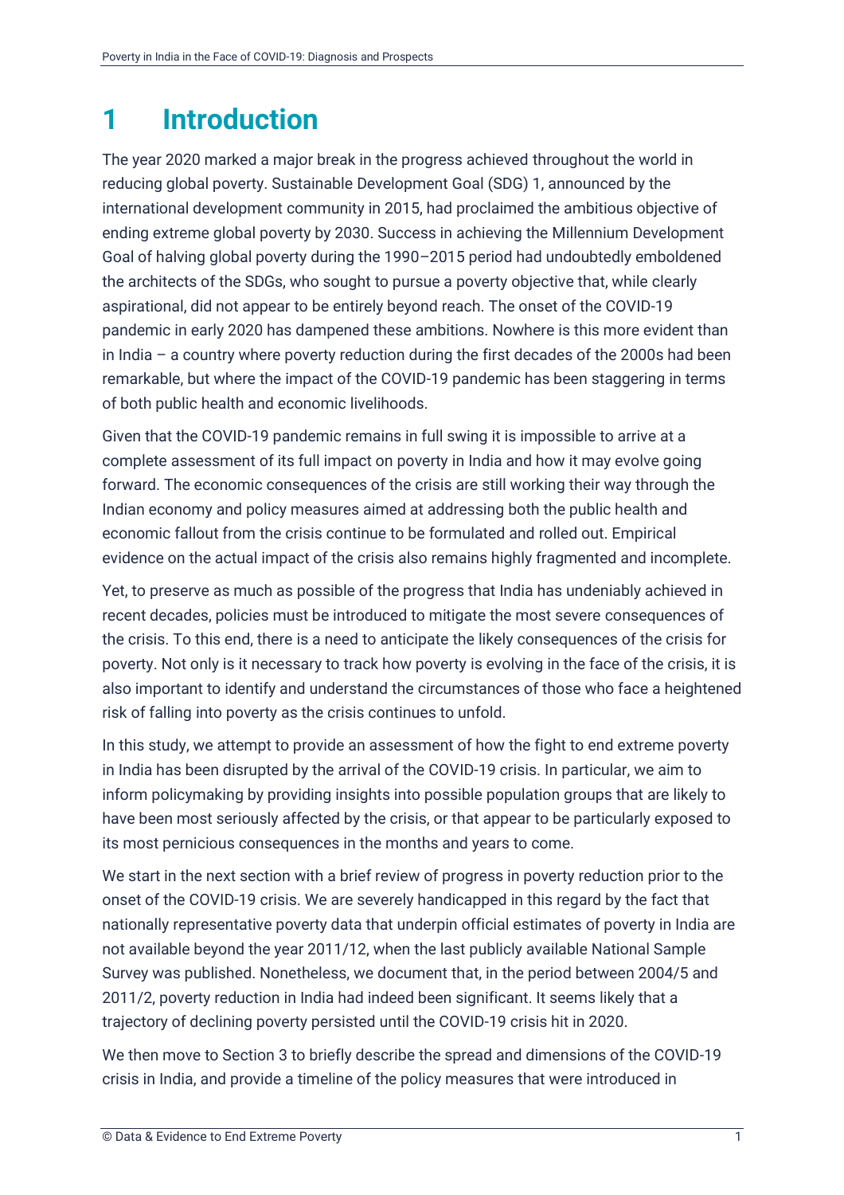# 1 Introduction

The year 2020 marked a major break in the progress achieved throughout the world in reducing global poverty. Sustainable Development Goal (SDG) 1, announced by the international development community in 2015, had proclaimed the ambitious objective of ending extreme global poverty by 2030. Success in achieving the Millennium Development Goal of halving global poverty during the 1990–2015 period had undoubtedly emboldened the architects of the SDGs, who sought to pursue a poverty objective that, while clearly aspirational, did not appear to be entirely beyond reach. The onset of the COVID-19 pandemic in early 2020 has dampened these ambitions. Nowhere is this more evident than in India – a country where poverty reduction during the first decades of the 2000s had been remarkable, but where the impact of the COVID-19 pandemic has been staggering in terms of both public health and economic livelihoods.

Given that the COVID-19 pandemic remains in full swing it is impossible to arrive at a complete assessment of its full impact on poverty in India and how it may evolve going forward. The economic consequences of the crisis are still working their way through the Indian economy and policy measures aimed at addressing both the public health and economic fallout from the crisis continue to be formulated and rolled out. Empirical evidence on the actual impact of the crisis also remains highly fragmented and incomplete.

Yet, to preserve as much as possible of the progress that India has undeniably achieved in recent decades, policies must be introduced to mitigate the most severe consequences of the crisis. To this end, there is a need to anticipate the likely consequences of the crisis for poverty. Not only is it necessary to track how poverty is evolving in the face of the crisis, it is also important to identify and understand the circumstances of those who face a heightened risk of falling into poverty as the crisis continues to unfold.

In this study, we attempt to provide an assessment of how the fight to end extreme poverty in India has been disrupted by the arrival of the COVID-19 crisis. In particular, we aim to inform policymaking by providing insights into possible population groups that are likely to have been most seriously affected by the crisis, or that appear to be particularly exposed to its most pernicious consequences in the months and years to come.

We start in the next section with a brief review of progress in poverty reduction prior to the onset of the COVID-19 crisis. We are severely handicapped in this regard by the fact that nationally representative poverty data that underpin official estimates of poverty in India are not available beyond the year 2011/12, when the last publicly available National Sample Survey was published. Nonetheless, we document that, in the period between 2004/5 and 2011/2, poverty reduction in India had indeed been significant. It seems likely that a trajectory of declining poverty persisted until the COVID-19 crisis hit in 2020.

We then move to Section 3 to briefly describe the spread and dimensions of the COVID-19 crisis in India, and provide a timeline of the policy measures that were introduced in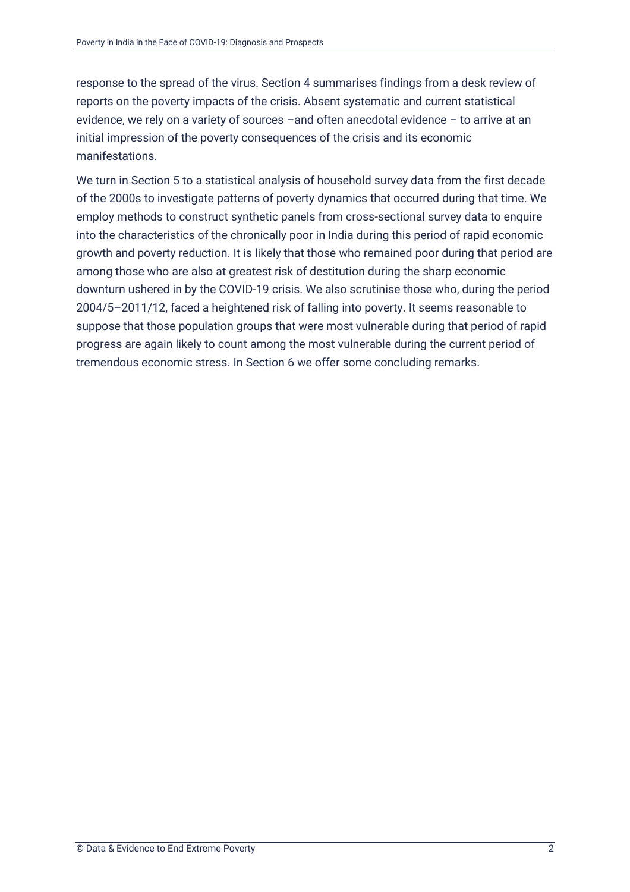response to the spread of the virus. Section 4 summarises findings from a desk review of reports on the poverty impacts of the crisis. Absent systematic and current statistical evidence, we rely on a variety of sources –and often anecdotal evidence – to arrive at an initial impression of the poverty consequences of the crisis and its economic manifestations.

We turn in Section 5 to a statistical analysis of household survey data from the first decade of the 2000s to investigate patterns of poverty dynamics that occurred during that time. We employ methods to construct synthetic panels from cross-sectional survey data to enquire into the characteristics of the chronically poor in India during this period of rapid economic growth and poverty reduction. It is likely that those who remained poor during that period are among those who are also at greatest risk of destitution during the sharp economic downturn ushered in by the COVID-19 crisis. We also scrutinise those who, during the period 2004/5–2011/12, faced a heightened risk of falling into poverty. It seems reasonable to suppose that those population groups that were most vulnerable during that period of rapid progress are again likely to count among the most vulnerable during the current period of tremendous economic stress. In Section 6 we offer some concluding remarks.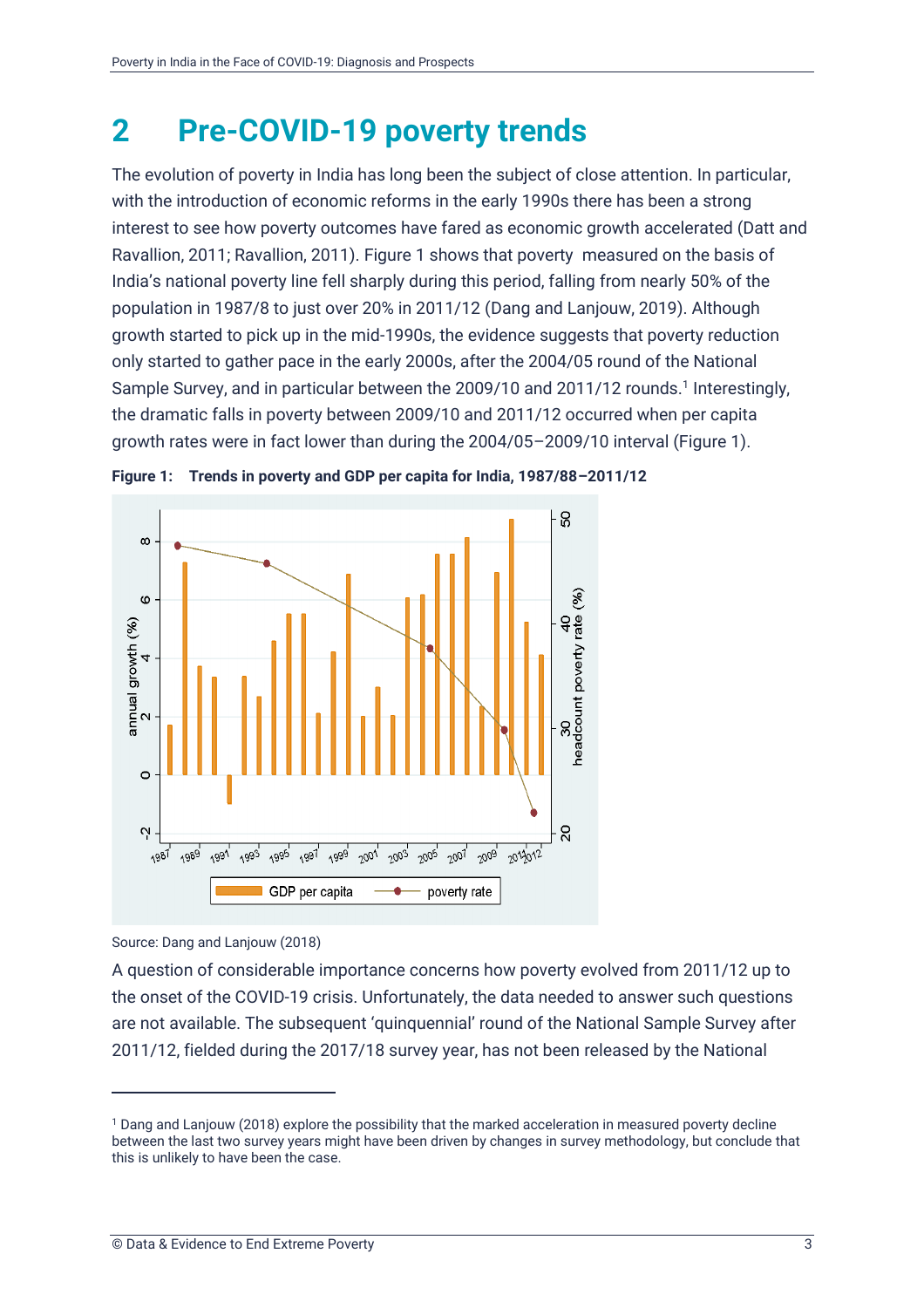# 2 Pre-COVID-19 poverty trends

The evolution of poverty in India has long been the subject of close attention. In particular, with the introduction of economic reforms in the early 1990s there has been a strong interest to see how poverty outcomes have fared as economic growth accelerated (Datt and Ravallion, 2011; Ravallion, 2011). Figure 1 shows that poverty measured on the basis of India's national poverty line fell sharply during this period, falling from nearly 50% of the population in 1987/8 to just over 20% in 2011/12 (Dang and Lanjouw, 2019). Although growth started to pick up in the mid-1990s, the evidence suggests that poverty reduction only started to gather pace in the early 2000s, after the 2004/05 round of the National Sample Survey, and in particular between the 2009/10 and 2011/12 rounds.[1] Interestingly, the dramatic falls in poverty between 2009/10 and 2011/12 occurred when per capita growth rates were in fact lower than during the 2004/05–2009/10 interval (Figure 1).

**Figure 1: Trends in poverty and GDP per capita for India, 1987/88–2011/12**

Source: Dang and Lanjouw (2018)

A question of considerable importance concerns how poverty evolved from 2011/12 up to the onset of the COVID-19 crisis. Unfortunately, the data needed to answer such questions are not available. The subsequent 'quinquennial' round of the National Sample Survey after 2011/12, fielded during the 2017/18 survey year, has not been released by the National

[1] Dang and Lanjouw (2018) explore the possibility that the marked acceleration in measured poverty decline between the last two survey years might have been driven by changes in survey methodology, but conclude that this is unlikely to have been the case.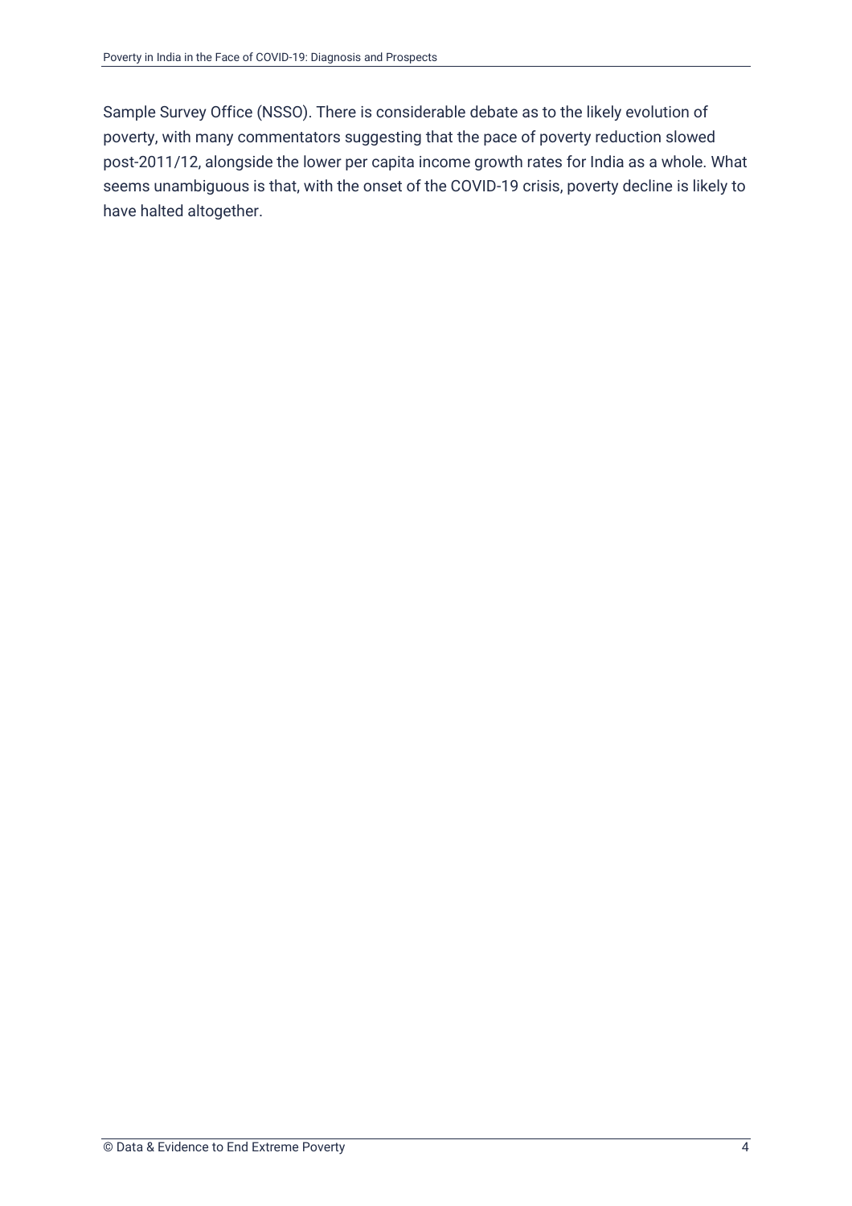Sample Survey Office (NSSO). There is considerable debate as to the likely evolution of poverty, with many commentators suggesting that the pace of poverty reduction slowed post-2011/12, alongside the lower per capita income growth rates for India as a whole. What seems unambiguous is that, with the onset of the COVID-19 crisis, poverty decline is likely to have halted altogether.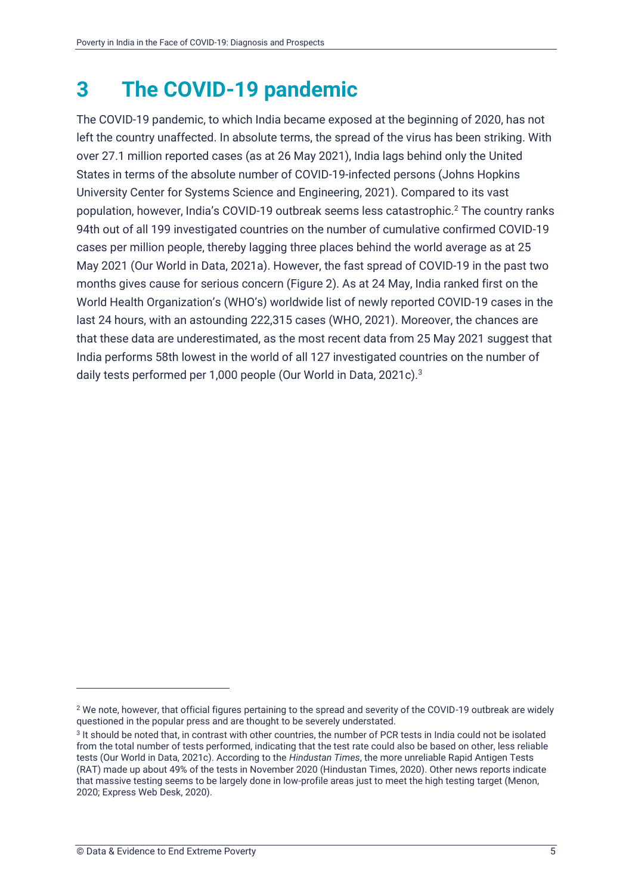# 3 The COVID-19 pandemic

The COVID-19 pandemic, to which India became exposed at the beginning of 2020, has not left the country unaffected. In absolute terms, the spread of the virus has been striking. With over 27.1 million reported cases (as at 26 May 2021), India lags behind only the United States in terms of the absolute number of COVID-19-infected persons (Johns Hopkins University Center for Systems Science and Engineering, 2021). Compared to its vast population, however, India's COVID-19 outbreak seems less catastrophic.[2] The country ranks 94th out of all 199 investigated countries on the number of cumulative confirmed COVID-19 cases per million people, thereby lagging three places behind the world average as at 25 May 2021 (Our World in Data, 2021a). However, the fast spread of COVID-19 in the past two months gives cause for serious concern (Figure 2). As at 24 May, India ranked first on the World Health Organization's (WHO's) worldwide list of newly reported COVID-19 cases in the last 24 hours, with an astounding 222,315 cases (WHO, 2021). Moreover, the chances are that these data are underestimated, as the most recent data from 25 May 2021 suggest that India performs 58th lowest in the world of all 127 investigated countries on the number of daily tests performed per 1,000 people (Our World in Data, 2021c).[3]

[2] We note, however, that official figures pertaining to the spread and severity of the COVID-19 outbreak are widely questioned in the popular press and are thought to be severely understated.

[3] It should be noted that, in contrast with other countries, the number of PCR tests in India could not be isolated from the total number of tests performed, indicating that the test rate could also be based on other, less reliable tests (Our World in Data, 2021c). According to the *Hindustan Times*, the more unreliable Rapid Antigen Tests (RAT) made up about 49% of the tests in November 2020 (Hindustan Times, 2020). Other news reports indicate that massive testing seems to be largely done in low-profile areas just to meet the high testing target (Menon, 2020; Express Web Desk, 2020).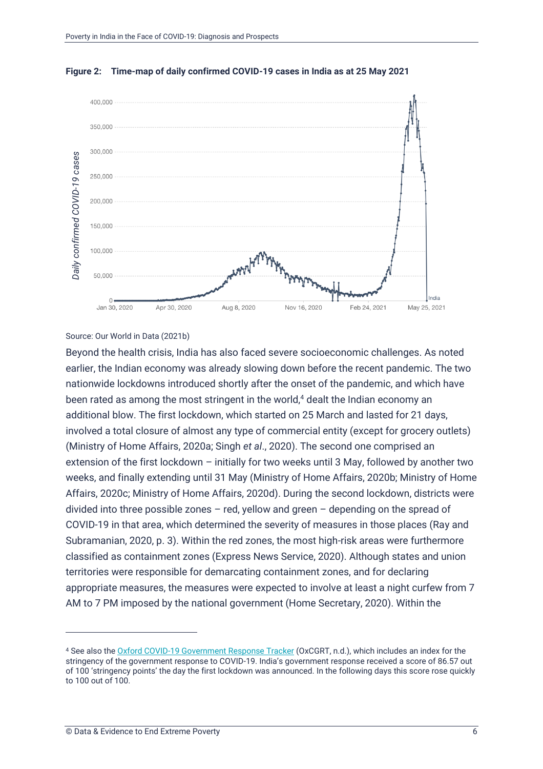**Figure 2: Time-map of daily confirmed COVID-19 cases in India as at 25 May 2021**

Source: Our World in Data (2021b)

Beyond the health crisis, India has also faced severe socioeconomic challenges. As noted earlier, the Indian economy was already slowing down before the recent pandemic. The two nationwide lockdowns introduced shortly after the onset of the pandemic, and which have been rated as among the most stringent in the world,[4] dealt the Indian economy an additional blow. The first lockdown, which started on 25 March and lasted for 21 days, involved a total closure of almost any type of commercial entity (except for grocery outlets) (Ministry of Home Affairs, 2020a; Singh *et al*., 2020). The second one comprised an extension of the first lockdown – initially for two weeks until 3 May, followed by another two weeks, and finally extending until 31 May (Ministry of Home Affairs, 2020b; Ministry of Home Affairs, 2020c; Ministry of Home Affairs, 2020d). During the second lockdown, districts were divided into three possible zones – red, yellow and green – depending on the spread of COVID-19 in that area, which determined the severity of measures in those places (Ray and Subramanian, 2020, p. 3). Within the red zones, the most high-risk areas were furthermore classified as containment zones (Express News Service, 2020). Although states and union territories were responsible for demarcating containment zones, and for declaring appropriate measures, the measures were expected to involve at least a night curfew from 7 AM to 7 PM imposed by the national government (Home Secretary, 2020). Within the

---

[4] See also the Oxford COVID-19 Government Response Tracker (OxCGRT, n.d.), which includes an index for the stringency of the government response to COVID-19. India's government response received a score of 86.57 out of 100 'stringency points' the day the first lockdown was announced. In the following days this score rose quickly to 100 out of 100.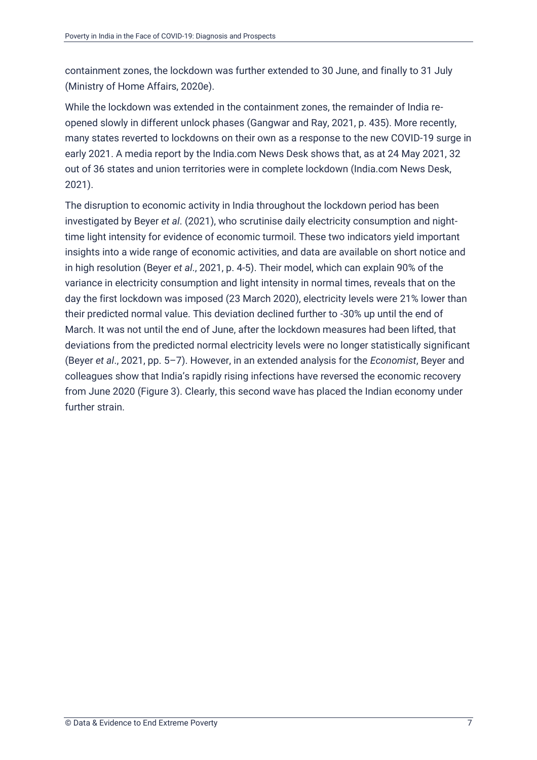containment zones, the lockdown was further extended to 30 June, and finally to 31 July (Ministry of Home Affairs, 2020e).

While the lockdown was extended in the containment zones, the remainder of India re-opened slowly in different unlock phases (Gangwar and Ray, 2021, p. 435). More recently, many states reverted to lockdowns on their own as a response to the new COVID-19 surge in early 2021. A media report by the India.com News Desk shows that, as at 24 May 2021, 32 out of 36 states and union territories were in complete lockdown (India.com News Desk, 2021).

The disruption to economic activity in India throughout the lockdown period has been investigated by Beyer *et al*. (2021), who scrutinise daily electricity consumption and night-time light intensity for evidence of economic turmoil. These two indicators yield important insights into a wide range of economic activities, and data are available on short notice and in high resolution (Beyer *et al*., 2021, p. 4-5). Their model, which can explain 90% of the variance in electricity consumption and light intensity in normal times, reveals that on the day the first lockdown was imposed (23 March 2020), electricity levels were 21% lower than their predicted normal value. This deviation declined further to -30% up until the end of March. It was not until the end of June, after the lockdown measures had been lifted, that deviations from the predicted normal electricity levels were no longer statistically significant (Beyer *et al*., 2021, pp. 5–7). However, in an extended analysis for the *Economist*, Beyer and colleagues show that India's rapidly rising infections have reversed the economic recovery from June 2020 (Figure 3). Clearly, this second wave has placed the Indian economy under further strain.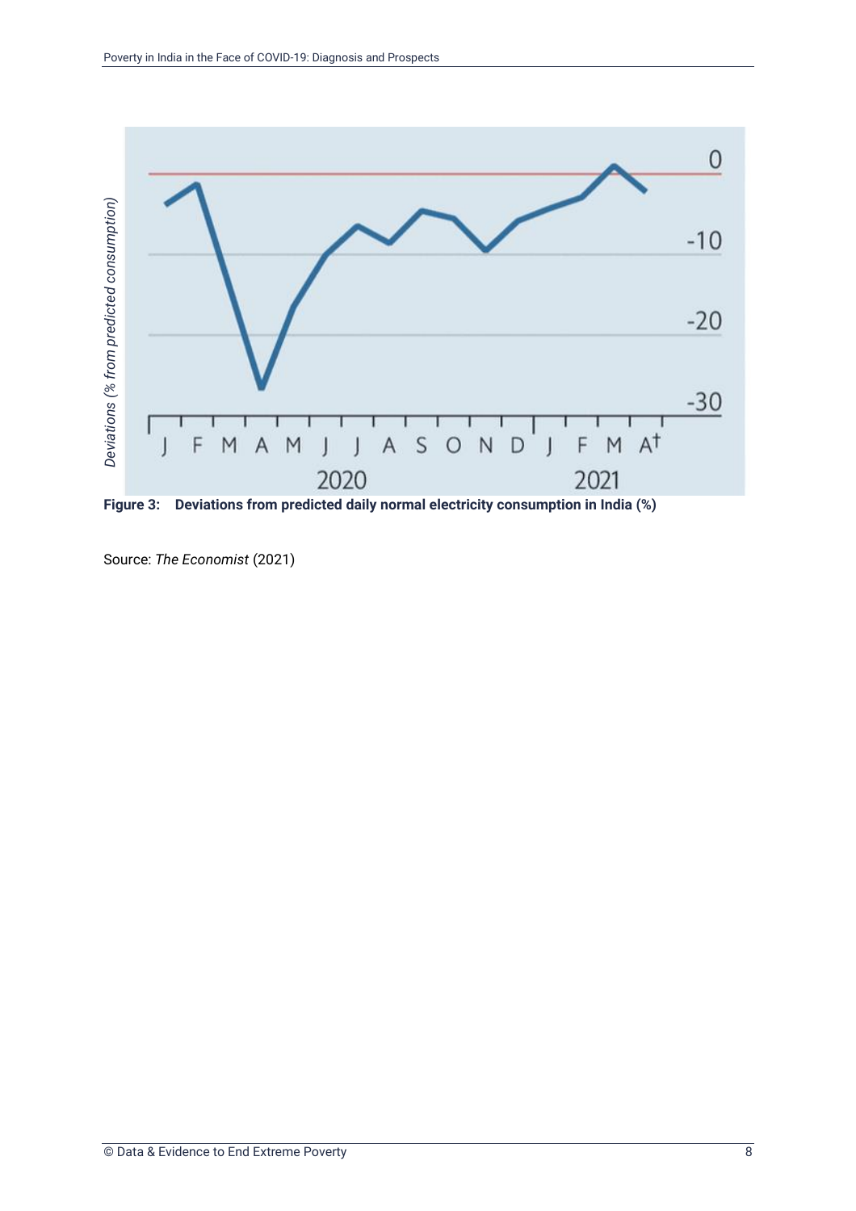**Figure 3: Deviations from predicted daily normal electricity consumption in India (%)**

Source: *The Economist* (2021)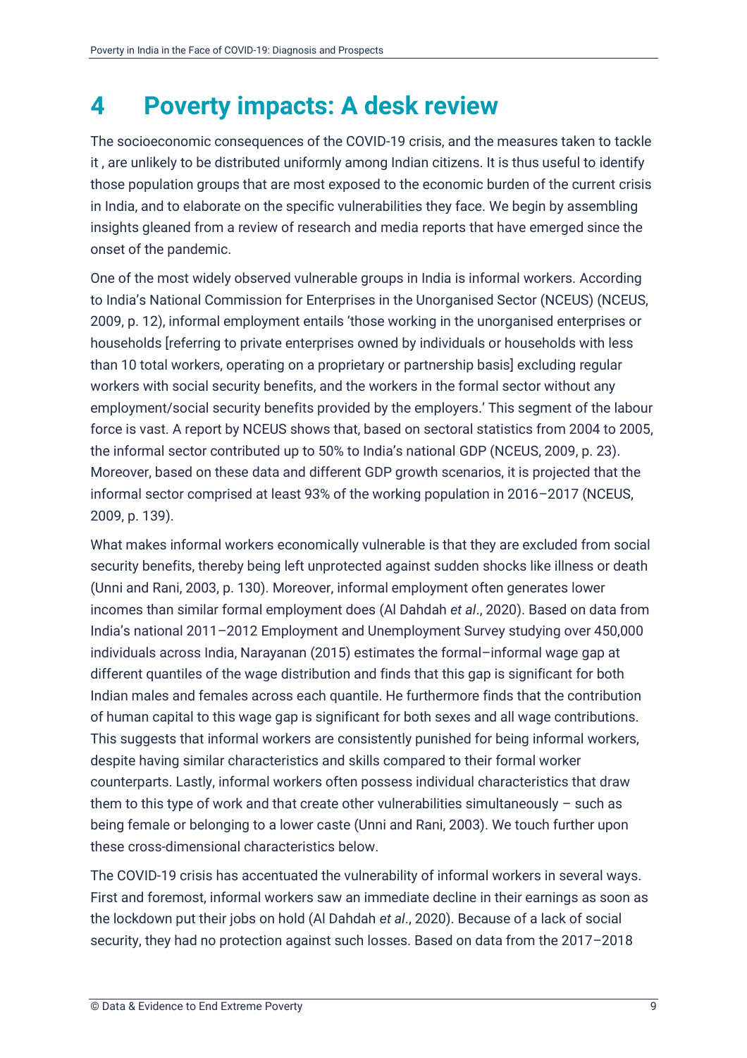# 4 Poverty impacts: A desk review

The socioeconomic consequences of the COVID-19 crisis, and the measures taken to tackle it , are unlikely to be distributed uniformly among Indian citizens. It is thus useful to identify those population groups that are most exposed to the economic burden of the current crisis in India, and to elaborate on the specific vulnerabilities they face. We begin by assembling insights gleaned from a review of research and media reports that have emerged since the onset of the pandemic.

One of the most widely observed vulnerable groups in India is informal workers. According to India's National Commission for Enterprises in the Unorganised Sector (NCEUS) (NCEUS, 2009, p. 12), informal employment entails 'those working in the unorganised enterprises or households [referring to private enterprises owned by individuals or households with less than 10 total workers, operating on a proprietary or partnership basis] excluding regular workers with social security benefits, and the workers in the formal sector without any employment/social security benefits provided by the employers.' This segment of the labour force is vast. A report by NCEUS shows that, based on sectoral statistics from 2004 to 2005, the informal sector contributed up to 50% to India's national GDP (NCEUS, 2009, p. 23). Moreover, based on these data and different GDP growth scenarios, it is projected that the informal sector comprised at least 93% of the working population in 2016–2017 (NCEUS, 2009, p. 139).

What makes informal workers economically vulnerable is that they are excluded from social security benefits, thereby being left unprotected against sudden shocks like illness or death (Unni and Rani, 2003, p. 130). Moreover, informal employment often generates lower incomes than similar formal employment does (Al Dahdah *et al*., 2020). Based on data from India's national 2011–2012 Employment and Unemployment Survey studying over 450,000 individuals across India, Narayanan (2015) estimates the formal–informal wage gap at different quantiles of the wage distribution and finds that this gap is significant for both Indian males and females across each quantile. He furthermore finds that the contribution of human capital to this wage gap is significant for both sexes and all wage contributions. This suggests that informal workers are consistently punished for being informal workers, despite having similar characteristics and skills compared to their formal worker counterparts. Lastly, informal workers often possess individual characteristics that draw them to this type of work and that create other vulnerabilities simultaneously – such as being female or belonging to a lower caste (Unni and Rani, 2003). We touch further upon these cross-dimensional characteristics below.

The COVID-19 crisis has accentuated the vulnerability of informal workers in several ways. First and foremost, informal workers saw an immediate decline in their earnings as soon as the lockdown put their jobs on hold (Al Dahdah *et al*., 2020). Because of a lack of social security, they had no protection against such losses. Based on data from the 2017–2018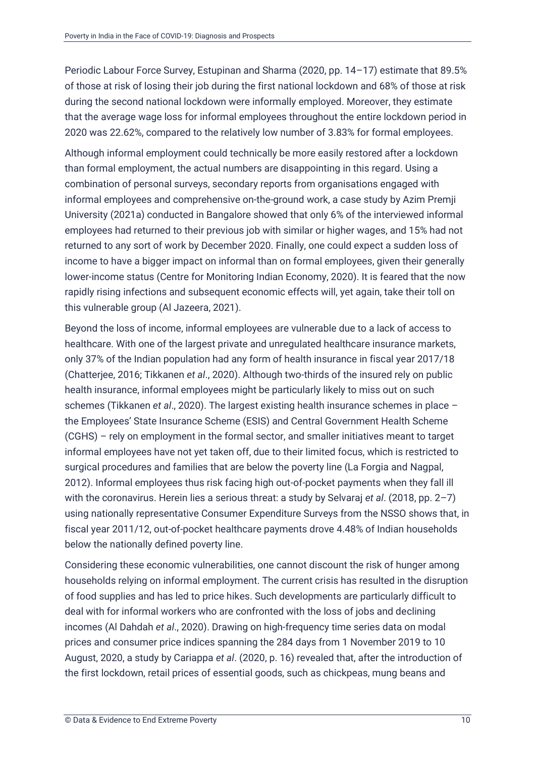Periodic Labour Force Survey, Estupinan and Sharma (2020, pp. 14–17) estimate that 89.5% of those at risk of losing their job during the first national lockdown and 68% of those at risk during the second national lockdown were informally employed. Moreover, they estimate that the average wage loss for informal employees throughout the entire lockdown period in 2020 was 22.62%, compared to the relatively low number of 3.83% for formal employees.

Although informal employment could technically be more easily restored after a lockdown than formal employment, the actual numbers are disappointing in this regard. Using a combination of personal surveys, secondary reports from organisations engaged with informal employees and comprehensive on-the-ground work, a case study by Azim Premji University (2021a) conducted in Bangalore showed that only 6% of the interviewed informal employees had returned to their previous job with similar or higher wages, and 15% had not returned to any sort of work by December 2020. Finally, one could expect a sudden loss of income to have a bigger impact on informal than on formal employees, given their generally lower-income status (Centre for Monitoring Indian Economy, 2020). It is feared that the now rapidly rising infections and subsequent economic effects will, yet again, take their toll on this vulnerable group (Al Jazeera, 2021).

Beyond the loss of income, informal employees are vulnerable due to a lack of access to healthcare. With one of the largest private and unregulated healthcare insurance markets, only 37% of the Indian population had any form of health insurance in fiscal year 2017/18 (Chatterjee, 2016; Tikkanen *et al*., 2020). Although two-thirds of the insured rely on public health insurance, informal employees might be particularly likely to miss out on such schemes (Tikkanen *et al*., 2020). The largest existing health insurance schemes in place – the Employees' State Insurance Scheme (ESIS) and Central Government Health Scheme (CGHS) – rely on employment in the formal sector, and smaller initiatives meant to target informal employees have not yet taken off, due to their limited focus, which is restricted to surgical procedures and families that are below the poverty line (La Forgia and Nagpal, 2012). Informal employees thus risk facing high out-of-pocket payments when they fall ill with the coronavirus. Herein lies a serious threat: a study by Selvaraj *et al*. (2018, pp. 2–7) using nationally representative Consumer Expenditure Surveys from the NSSO shows that, in fiscal year 2011/12, out-of-pocket healthcare payments drove 4.48% of Indian households below the nationally defined poverty line.

Considering these economic vulnerabilities, one cannot discount the risk of hunger among households relying on informal employment. The current crisis has resulted in the disruption of food supplies and has led to price hikes. Such developments are particularly difficult to deal with for informal workers who are confronted with the loss of jobs and declining incomes (Al Dahdah *et al*., 2020). Drawing on high-frequency time series data on modal prices and consumer price indices spanning the 284 days from 1 November 2019 to 10 August, 2020, a study by Cariappa *et al*. (2020, p. 16) revealed that, after the introduction of the first lockdown, retail prices of essential goods, such as chickpeas, mung beans and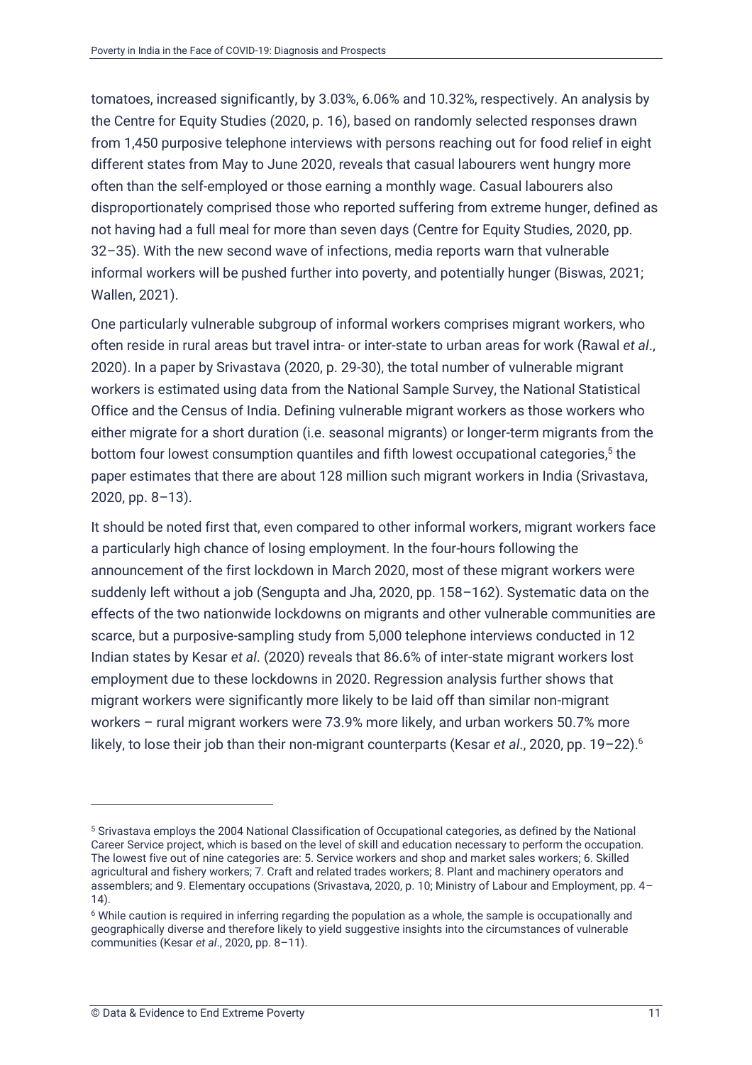tomatoes, increased significantly, by 3.03%, 6.06% and 10.32%, respectively. An analysis by the Centre for Equity Studies (2020, p. 16), based on randomly selected responses drawn from 1,450 purposive telephone interviews with persons reaching out for food relief in eight different states from May to June 2020, reveals that casual labourers went hungry more often than the self-employed or those earning a monthly wage. Casual labourers also disproportionately comprised those who reported suffering from extreme hunger, defined as not having had a full meal for more than seven days (Centre for Equity Studies, 2020, pp. 32–35). With the new second wave of infections, media reports warn that vulnerable informal workers will be pushed further into poverty, and potentially hunger (Biswas, 2021; Wallen, 2021).

One particularly vulnerable subgroup of informal workers comprises migrant workers, who often reside in rural areas but travel intra- or inter-state to urban areas for work (Rawal *et al*., 2020). In a paper by Srivastava (2020, p. 29-30), the total number of vulnerable migrant workers is estimated using data from the National Sample Survey, the National Statistical Office and the Census of India. Defining vulnerable migrant workers as those workers who either migrate for a short duration (i.e. seasonal migrants) or longer-term migrants from the bottom four lowest consumption quantiles and fifth lowest occupational categories,[5] the paper estimates that there are about 128 million such migrant workers in India (Srivastava, 2020, pp. 8–13).

It should be noted first that, even compared to other informal workers, migrant workers face a particularly high chance of losing employment. In the four-hours following the announcement of the first lockdown in March 2020, most of these migrant workers were suddenly left without a job (Sengupta and Jha, 2020, pp. 158–162). Systematic data on the effects of the two nationwide lockdowns on migrants and other vulnerable communities are scarce, but a purposive-sampling study from 5,000 telephone interviews conducted in 12 Indian states by Kesar *et al*. (2020) reveals that 86.6% of inter-state migrant workers lost employment due to these lockdowns in 2020. Regression analysis further shows that migrant workers were significantly more likely to be laid off than similar non-migrant workers – rural migrant workers were 73.9% more likely, and urban workers 50.7% more likely, to lose their job than their non-migrant counterparts (Kesar *et al*., 2020, pp. 19–22).[6]

---

[5] Srivastava employs the 2004 National Classification of Occupational categories, as defined by the National Career Service project, which is based on the level of skill and education necessary to perform the occupation. The lowest five out of nine categories are: 5. Service workers and shop and market sales workers; 6. Skilled agricultural and fishery workers; 7. Craft and related trades workers; 8. Plant and machinery operators and assemblers; and 9. Elementary occupations (Srivastava, 2020, p. 10; Ministry of Labour and Employment, pp. 4–14).

[6] While caution is required in inferring regarding the population as a whole, the sample is occupationally and geographically diverse and therefore likely to yield suggestive insights into the circumstances of vulnerable communities (Kesar *et al*., 2020, pp. 8–11).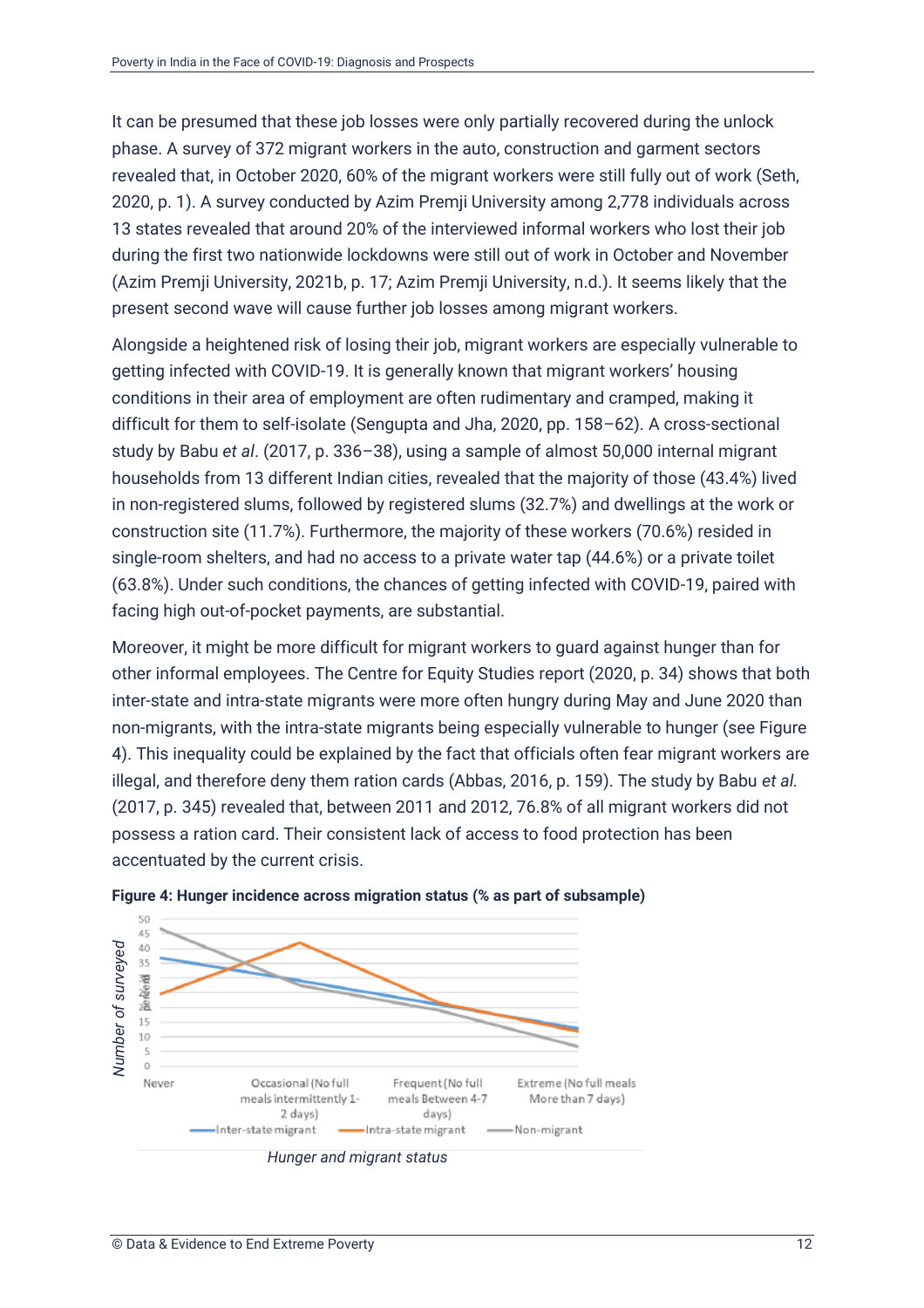It can be presumed that these job losses were only partially recovered during the unlock phase. A survey of 372 migrant workers in the auto, construction and garment sectors revealed that, in October 2020, 60% of the migrant workers were still fully out of work (Seth, 2020, p. 1). A survey conducted by Azim Premji University among 2,778 individuals across 13 states revealed that around 20% of the interviewed informal workers who lost their job during the first two nationwide lockdowns were still out of work in October and November (Azim Premji University, 2021b, p. 17; Azim Premji University, n.d.). It seems likely that the present second wave will cause further job losses among migrant workers.

Alongside a heightened risk of losing their job, migrant workers are especially vulnerable to getting infected with COVID-19. It is generally known that migrant workers' housing conditions in their area of employment are often rudimentary and cramped, making it difficult for them to self-isolate (Sengupta and Jha, 2020, pp. 158–62). A cross-sectional study by Babu *et al*. (2017, p. 336–38), using a sample of almost 50,000 internal migrant households from 13 different Indian cities, revealed that the majority of those (43.4%) lived in non-registered slums, followed by registered slums (32.7%) and dwellings at the work or construction site (11.7%). Furthermore, the majority of these workers (70.6%) resided in single-room shelters, and had no access to a private water tap (44.6%) or a private toilet (63.8%). Under such conditions, the chances of getting infected with COVID-19, paired with facing high out-of-pocket payments, are substantial.

Moreover, it might be more difficult for migrant workers to guard against hunger than for other informal employees. The Centre for Equity Studies report (2020, p. 34) shows that both inter-state and intra-state migrants were more often hungry during May and June 2020 than non-migrants, with the intra-state migrants being especially vulnerable to hunger (see Figure 4). This inequality could be explained by the fact that officials often fear migrant workers are illegal, and therefore deny them ration cards (Abbas, 2016, p. 159). The study by Babu *et al.* (2017, p. 345) revealed that, between 2011 and 2012, 76.8% of all migrant workers did not possess a ration card. Their consistent lack of access to food protection has been accentuated by the current crisis.

**Figure 4: Hunger incidence across migration status (% as part of subsample)**

*Hunger and migrant status*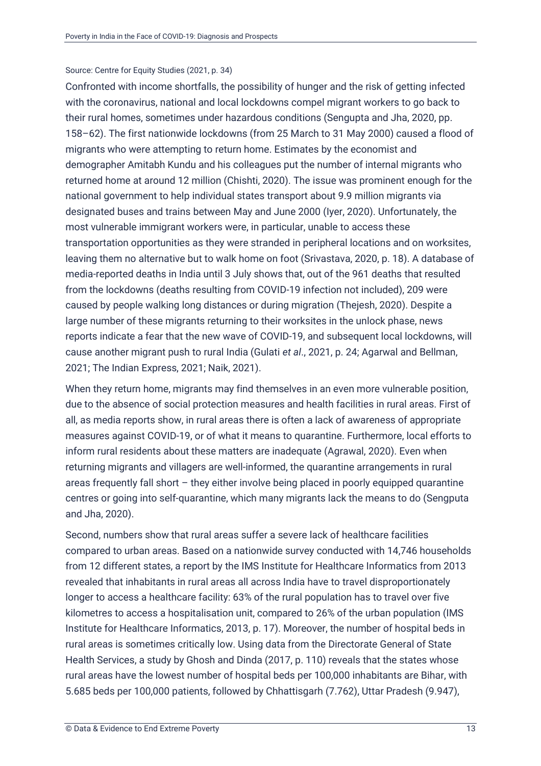Source: Centre for Equity Studies (2021, p. 34)

Confronted with income shortfalls, the possibility of hunger and the risk of getting infected with the coronavirus, national and local lockdowns compel migrant workers to go back to their rural homes, sometimes under hazardous conditions (Sengupta and Jha, 2020, pp. 158–62). The first nationwide lockdowns (from 25 March to 31 May 2000) caused a flood of migrants who were attempting to return home. Estimates by the economist and demographer Amitabh Kundu and his colleagues put the number of internal migrants who returned home at around 12 million (Chishti, 2020). The issue was prominent enough for the national government to help individual states transport about 9.9 million migrants via designated buses and trains between May and June 2000 (Iyer, 2020). Unfortunately, the most vulnerable immigrant workers were, in particular, unable to access these transportation opportunities as they were stranded in peripheral locations and on worksites, leaving them no alternative but to walk home on foot (Srivastava, 2020, p. 18). A database of media-reported deaths in India until 3 July shows that, out of the 961 deaths that resulted from the lockdowns (deaths resulting from COVID-19 infection not included), 209 were caused by people walking long distances or during migration (Thejesh, 2020). Despite a large number of these migrants returning to their worksites in the unlock phase, news reports indicate a fear that the new wave of COVID-19, and subsequent local lockdowns, will cause another migrant push to rural India (Gulati *et al*., 2021, p. 24; Agarwal and Bellman, 2021; The Indian Express, 2021; Naik, 2021).

When they return home, migrants may find themselves in an even more vulnerable position, due to the absence of social protection measures and health facilities in rural areas. First of all, as media reports show, in rural areas there is often a lack of awareness of appropriate measures against COVID-19, or of what it means to quarantine. Furthermore, local efforts to inform rural residents about these matters are inadequate (Agrawal, 2020). Even when returning migrants and villagers are well-informed, the quarantine arrangements in rural areas frequently fall short – they either involve being placed in poorly equipped quarantine centres or going into self-quarantine, which many migrants lack the means to do (Sengputa and Jha, 2020).

Second, numbers show that rural areas suffer a severe lack of healthcare facilities compared to urban areas. Based on a nationwide survey conducted with 14,746 households from 12 different states, a report by the IMS Institute for Healthcare Informatics from 2013 revealed that inhabitants in rural areas all across India have to travel disproportionately longer to access a healthcare facility: 63% of the rural population has to travel over five kilometres to access a hospitalisation unit, compared to 26% of the urban population (IMS Institute for Healthcare Informatics, 2013, p. 17). Moreover, the number of hospital beds in rural areas is sometimes critically low. Using data from the Directorate General of State Health Services, a study by Ghosh and Dinda (2017, p. 110) reveals that the states whose rural areas have the lowest number of hospital beds per 100,000 inhabitants are Bihar, with 5.685 beds per 100,000 patients, followed by Chhattisgarh (7.762), Uttar Pradesh (9.947),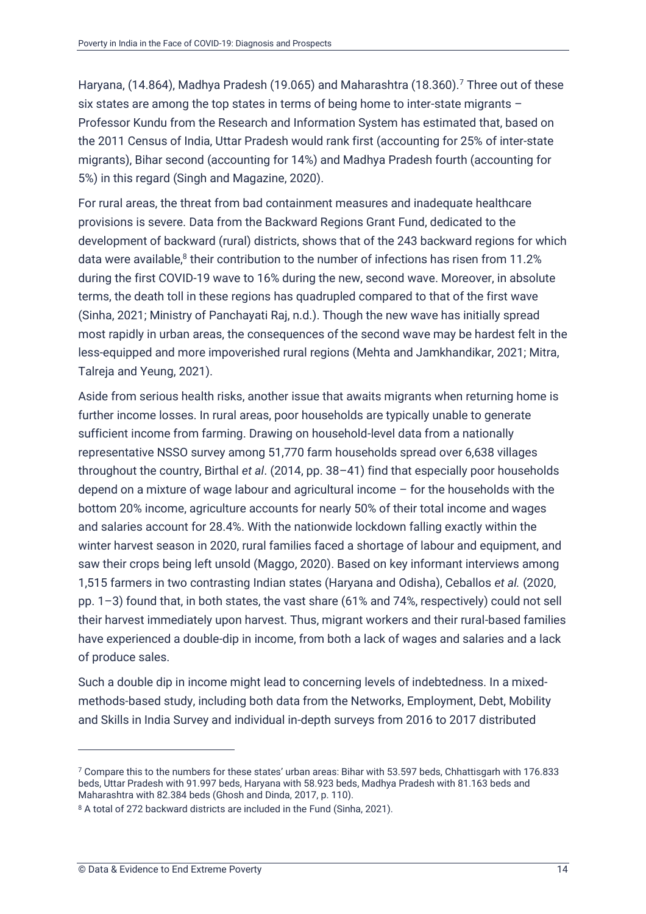Haryana, (14.864), Madhya Pradesh (19.065) and Maharashtra (18.360).[7] Three out of these six states are among the top states in terms of being home to inter-state migrants – Professor Kundu from the Research and Information System has estimated that, based on the 2011 Census of India, Uttar Pradesh would rank first (accounting for 25% of inter-state migrants), Bihar second (accounting for 14%) and Madhya Pradesh fourth (accounting for 5%) in this regard (Singh and Magazine, 2020).

For rural areas, the threat from bad containment measures and inadequate healthcare provisions is severe. Data from the Backward Regions Grant Fund, dedicated to the development of backward (rural) districts, shows that of the 243 backward regions for which data were available,[8] their contribution to the number of infections has risen from 11.2% during the first COVID-19 wave to 16% during the new, second wave. Moreover, in absolute terms, the death toll in these regions has quadrupled compared to that of the first wave (Sinha, 2021; Ministry of Panchayati Raj, n.d.). Though the new wave has initially spread most rapidly in urban areas, the consequences of the second wave may be hardest felt in the less-equipped and more impoverished rural regions (Mehta and Jamkhandikar, 2021; Mitra, Talreja and Yeung, 2021).

Aside from serious health risks, another issue that awaits migrants when returning home is further income losses. In rural areas, poor households are typically unable to generate sufficient income from farming. Drawing on household-level data from a nationally representative NSSO survey among 51,770 farm households spread over 6,638 villages throughout the country, Birthal *et al*. (2014, pp. 38–41) find that especially poor households depend on a mixture of wage labour and agricultural income – for the households with the bottom 20% income, agriculture accounts for nearly 50% of their total income and wages and salaries account for 28.4%. With the nationwide lockdown falling exactly within the winter harvest season in 2020, rural families faced a shortage of labour and equipment, and saw their crops being left unsold (Maggo, 2020). Based on key informant interviews among 1,515 farmers in two contrasting Indian states (Haryana and Odisha), Ceballos *et al.* (2020, pp. 1–3) found that, in both states, the vast share (61% and 74%, respectively) could not sell their harvest immediately upon harvest. Thus, migrant workers and their rural-based families have experienced a double-dip in income, from both a lack of wages and salaries and a lack of produce sales.

Such a double dip in income might lead to concerning levels of indebtedness. In a mixed-methods-based study, including both data from the Networks, Employment, Debt, Mobility and Skills in India Survey and individual in-depth surveys from 2016 to 2017 distributed

---

[7] Compare this to the numbers for these states' urban areas: Bihar with 53.597 beds, Chhattisgarh with 176.833 beds, Uttar Pradesh with 91.997 beds, Haryana with 58.923 beds, Madhya Pradesh with 81.163 beds and Maharashtra with 82.384 beds (Ghosh and Dinda, 2017, p. 110).

[8] A total of 272 backward districts are included in the Fund (Sinha, 2021).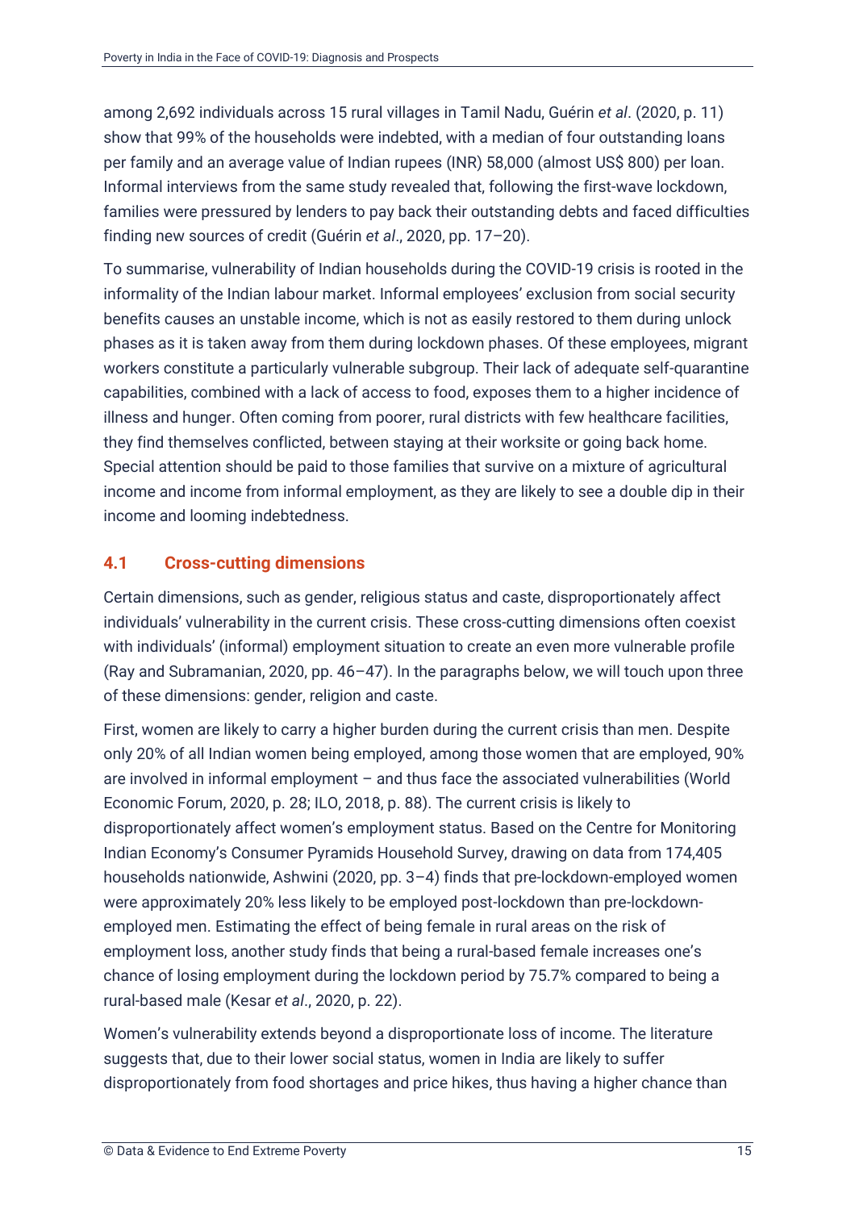among 2,692 individuals across 15 rural villages in Tamil Nadu, Guérin *et al*. (2020, p. 11) show that 99% of the households were indebted, with a median of four outstanding loans per family and an average value of Indian rupees (INR) 58,000 (almost US$ 800) per loan. Informal interviews from the same study revealed that, following the first-wave lockdown, families were pressured by lenders to pay back their outstanding debts and faced difficulties finding new sources of credit (Guérin *et al*., 2020, pp. 17–20).

To summarise, vulnerability of Indian households during the COVID-19 crisis is rooted in the informality of the Indian labour market. Informal employees' exclusion from social security benefits causes an unstable income, which is not as easily restored to them during unlock phases as it is taken away from them during lockdown phases. Of these employees, migrant workers constitute a particularly vulnerable subgroup. Their lack of adequate self-quarantine capabilities, combined with a lack of access to food, exposes them to a higher incidence of illness and hunger. Often coming from poorer, rural districts with few healthcare facilities, they find themselves conflicted, between staying at their worksite or going back home. Special attention should be paid to those families that survive on a mixture of agricultural income and income from informal employment, as they are likely to see a double dip in their income and looming indebtedness.

## 4.1 Cross-cutting dimensions

Certain dimensions, such as gender, religious status and caste, disproportionately affect individuals' vulnerability in the current crisis. These cross-cutting dimensions often coexist with individuals' (informal) employment situation to create an even more vulnerable profile (Ray and Subramanian, 2020, pp. 46–47). In the paragraphs below, we will touch upon three of these dimensions: gender, religion and caste.

First, women are likely to carry a higher burden during the current crisis than men. Despite only 20% of all Indian women being employed, among those women that are employed, 90% are involved in informal employment – and thus face the associated vulnerabilities (World Economic Forum, 2020, p. 28; ILO, 2018, p. 88). The current crisis is likely to disproportionately affect women's employment status. Based on the Centre for Monitoring Indian Economy's Consumer Pyramids Household Survey, drawing on data from 174,405 households nationwide, Ashwini (2020, pp. 3–4) finds that pre-lockdown-employed women were approximately 20% less likely to be employed post-lockdown than pre-lockdown-employed men. Estimating the effect of being female in rural areas on the risk of employment loss, another study finds that being a rural-based female increases one's chance of losing employment during the lockdown period by 75.7% compared to being a rural-based male (Kesar *et al*., 2020, p. 22).

Women's vulnerability extends beyond a disproportionate loss of income. The literature suggests that, due to their lower social status, women in India are likely to suffer disproportionately from food shortages and price hikes, thus having a higher chance than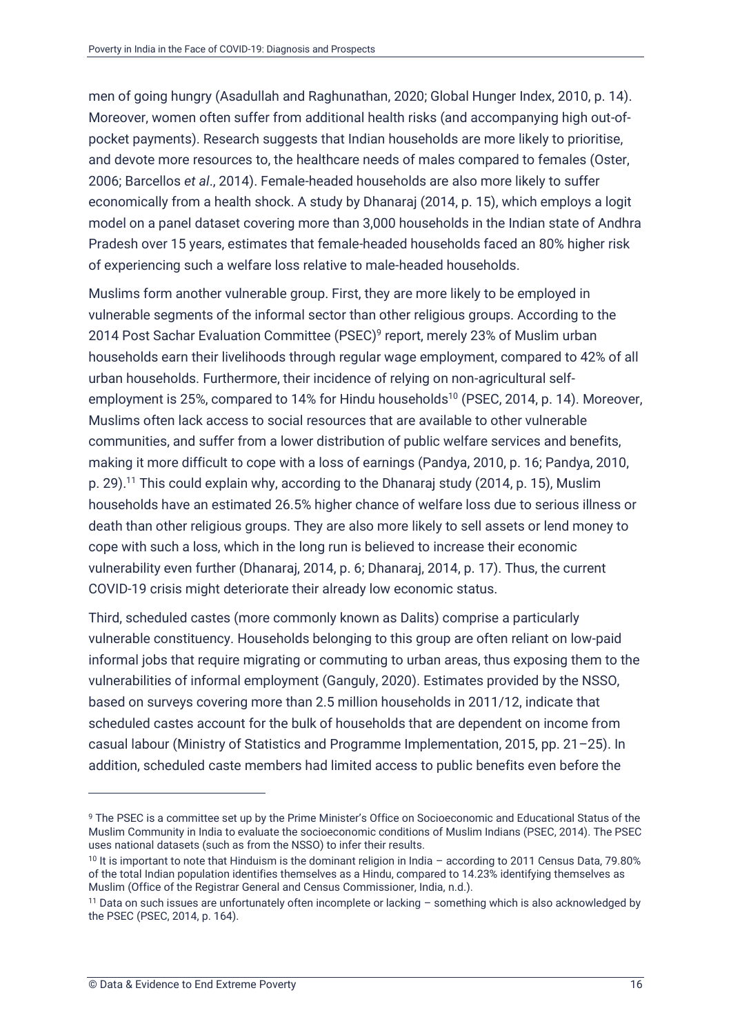men of going hungry (Asadullah and Raghunathan, 2020; Global Hunger Index, 2010, p. 14). Moreover, women often suffer from additional health risks (and accompanying high out-of-pocket payments). Research suggests that Indian households are more likely to prioritise, and devote more resources to, the healthcare needs of males compared to females (Oster, 2006; Barcellos *et al*., 2014). Female-headed households are also more likely to suffer economically from a health shock. A study by Dhanaraj (2014, p. 15), which employs a logit model on a panel dataset covering more than 3,000 households in the Indian state of Andhra Pradesh over 15 years, estimates that female-headed households faced an 80% higher risk of experiencing such a welfare loss relative to male-headed households.

Muslims form another vulnerable group. First, they are more likely to be employed in vulnerable segments of the informal sector than other religious groups. According to the 2014 Post Sachar Evaluation Committee (PSEC)[9] report, merely 23% of Muslim urban households earn their livelihoods through regular wage employment, compared to 42% of all urban households. Furthermore, their incidence of relying on non-agricultural self-employment is 25%, compared to 14% for Hindu households[10] (PSEC, 2014, p. 14). Moreover, Muslims often lack access to social resources that are available to other vulnerable communities, and suffer from a lower distribution of public welfare services and benefits, making it more difficult to cope with a loss of earnings (Pandya, 2010, p. 16; Pandya, 2010, p. 29).[11] This could explain why, according to the Dhanaraj study (2014, p. 15), Muslim households have an estimated 26.5% higher chance of welfare loss due to serious illness or death than other religious groups. They are also more likely to sell assets or lend money to cope with such a loss, which in the long run is believed to increase their economic vulnerability even further (Dhanaraj, 2014, p. 6; Dhanaraj, 2014, p. 17). Thus, the current COVID-19 crisis might deteriorate their already low economic status.

Third, scheduled castes (more commonly known as Dalits) comprise a particularly vulnerable constituency. Households belonging to this group are often reliant on low-paid informal jobs that require migrating or commuting to urban areas, thus exposing them to the vulnerabilities of informal employment (Ganguly, 2020). Estimates provided by the NSSO, based on surveys covering more than 2.5 million households in 2011/12, indicate that scheduled castes account for the bulk of households that are dependent on income from casual labour (Ministry of Statistics and Programme Implementation, 2015, pp. 21–25). In addition, scheduled caste members had limited access to public benefits even before the

---

[9] The PSEC is a committee set up by the Prime Minister's Office on Socioeconomic and Educational Status of the Muslim Community in India to evaluate the socioeconomic conditions of Muslim Indians (PSEC, 2014). The PSEC uses national datasets (such as from the NSSO) to infer their results.

[10] It is important to note that Hinduism is the dominant religion in India – according to 2011 Census Data, 79.80% of the total Indian population identifies themselves as a Hindu, compared to 14.23% identifying themselves as Muslim (Office of the Registrar General and Census Commissioner, India, n.d.).

[11] Data on such issues are unfortunately often incomplete or lacking – something which is also acknowledged by the PSEC (PSEC, 2014, p. 164).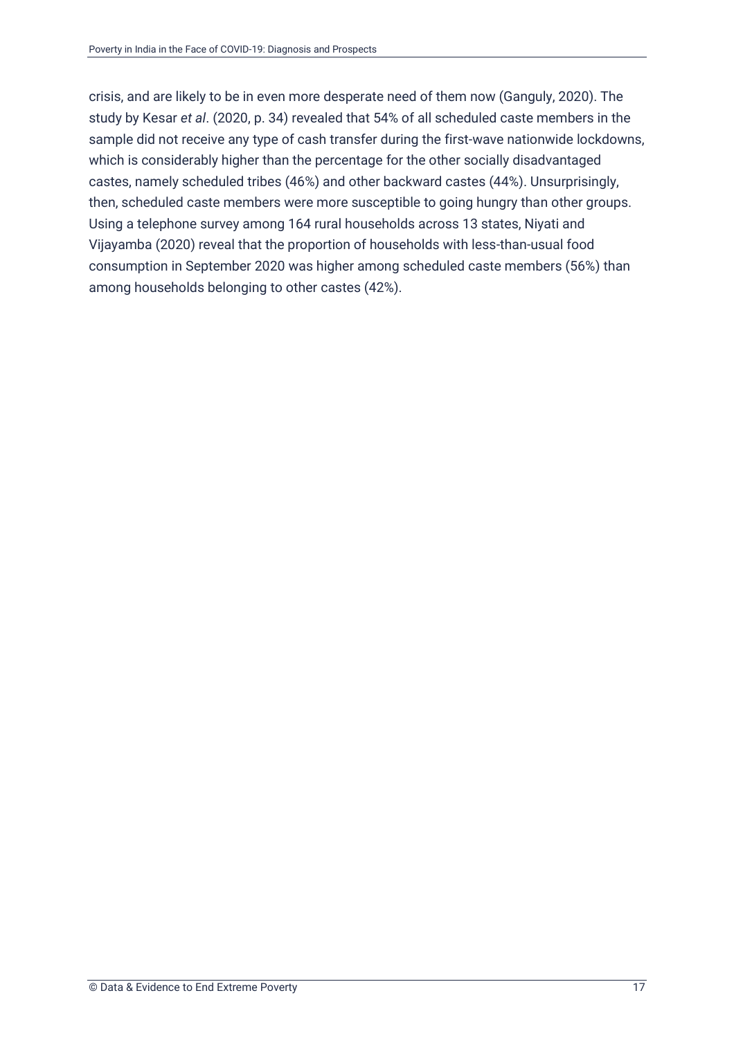crisis, and are likely to be in even more desperate need of them now (Ganguly, 2020). The study by Kesar *et al*. (2020, p. 34) revealed that 54% of all scheduled caste members in the sample did not receive any type of cash transfer during the first-wave nationwide lockdowns, which is considerably higher than the percentage for the other socially disadvantaged castes, namely scheduled tribes (46%) and other backward castes (44%). Unsurprisingly, then, scheduled caste members were more susceptible to going hungry than other groups. Using a telephone survey among 164 rural households across 13 states, Niyati and Vijayamba (2020) reveal that the proportion of households with less-than-usual food consumption in September 2020 was higher among scheduled caste members (56%) than among households belonging to other castes (42%).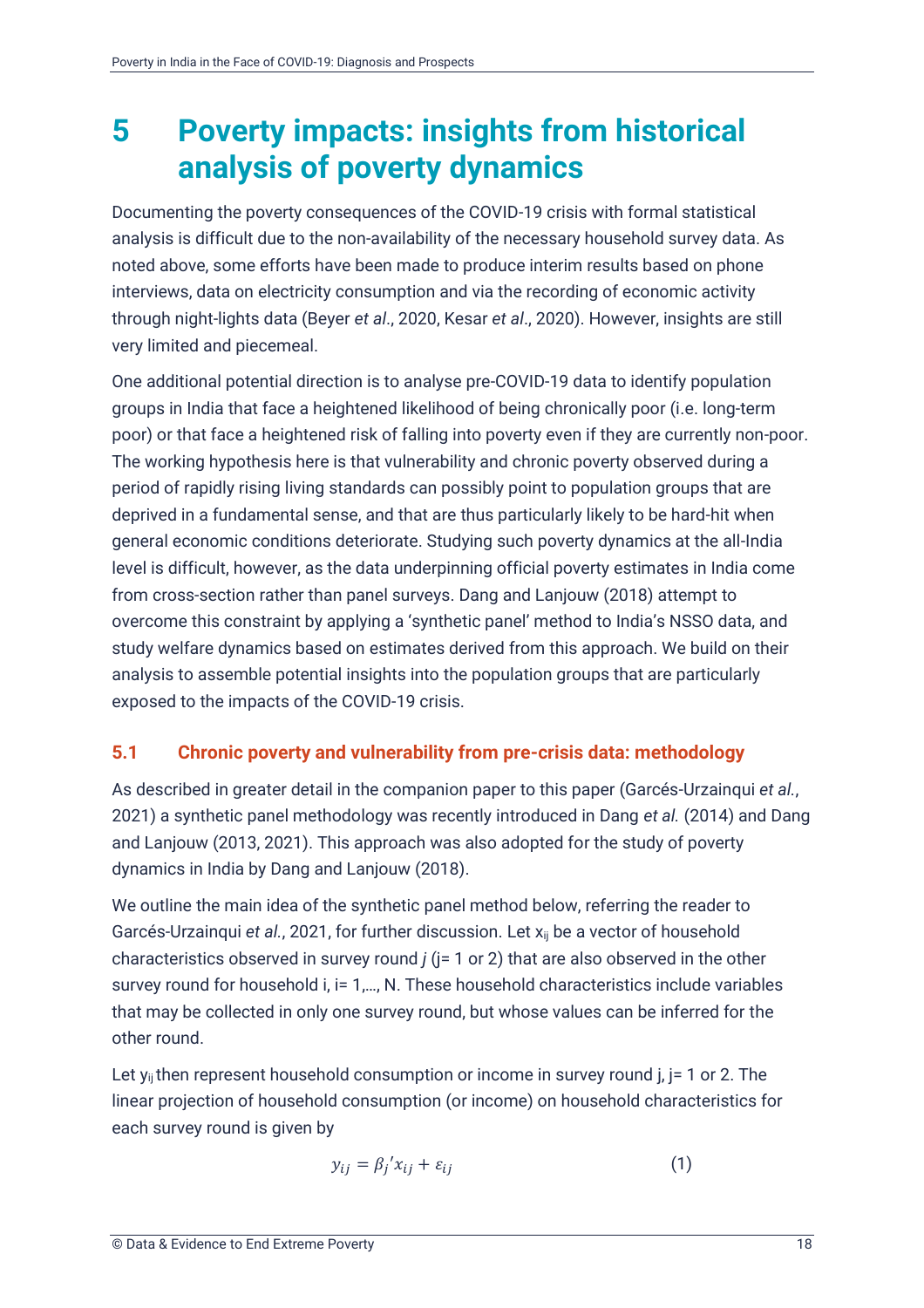// Omitted running header/footer by design.
# 5 Poverty impacts: insights from historical analysis of poverty dynamics

Documenting the poverty consequences of the COVID-19 crisis with formal statistical analysis is difficult due to the non-availability of the necessary household survey data. As noted above, some efforts have been made to produce interim results based on phone interviews, data on electricity consumption and via the recording of economic activity through night-lights data (Beyer *et al*., 2020, Kesar *et al*., 2020). However, insights are still very limited and piecemeal.

One additional potential direction is to analyse pre-COVID-19 data to identify population groups in India that face a heightened likelihood of being chronically poor (i.e. long-term poor) or that face a heightened risk of falling into poverty even if they are currently non-poor. The working hypothesis here is that vulnerability and chronic poverty observed during a period of rapidly rising living standards can possibly point to population groups that are deprived in a fundamental sense, and that are thus particularly likely to be hard-hit when general economic conditions deteriorate. Studying such poverty dynamics at the all-India level is difficult, however, as the data underpinning official poverty estimates in India come from cross-section rather than panel surveys. Dang and Lanjouw (2018) attempt to overcome this constraint by applying a 'synthetic panel' method to India's NSSO data, and study welfare dynamics based on estimates derived from this approach. We build on their analysis to assemble potential insights into the population groups that are particularly exposed to the impacts of the COVID-19 crisis.

## 5.1 Chronic poverty and vulnerability from pre-crisis data: methodology

As described in greater detail in the companion paper to this paper (Garcés-Urzainqui *et al.*, 2021) a synthetic panel methodology was recently introduced in Dang *et al.* (2014) and Dang and Lanjouw (2013, 2021). This approach was also adopted for the study of poverty dynamics in India by Dang and Lanjouw (2018).

We outline the main idea of the synthetic panel method below, referring the reader to Garcés-Urzainqui *et al.*, 2021, for further discussion. Let $x_{ij}$ be a vector of household characteristics observed in survey round *j* (j= 1 or 2) that are also observed in the other survey round for household i, i= 1,…, N. These household characteristics include variables that may be collected in only one survey round, but whose values can be inferred for the other round.

Let $y_{ij}$ then represent household consumption or income in survey round j, j= 1 or 2. The linear projection of household consumption (or income) on household characteristics for each survey round is given by

$$y_{ij} = \beta_j{}' x_{ij} + \varepsilon_{ij} \qquad (1)$$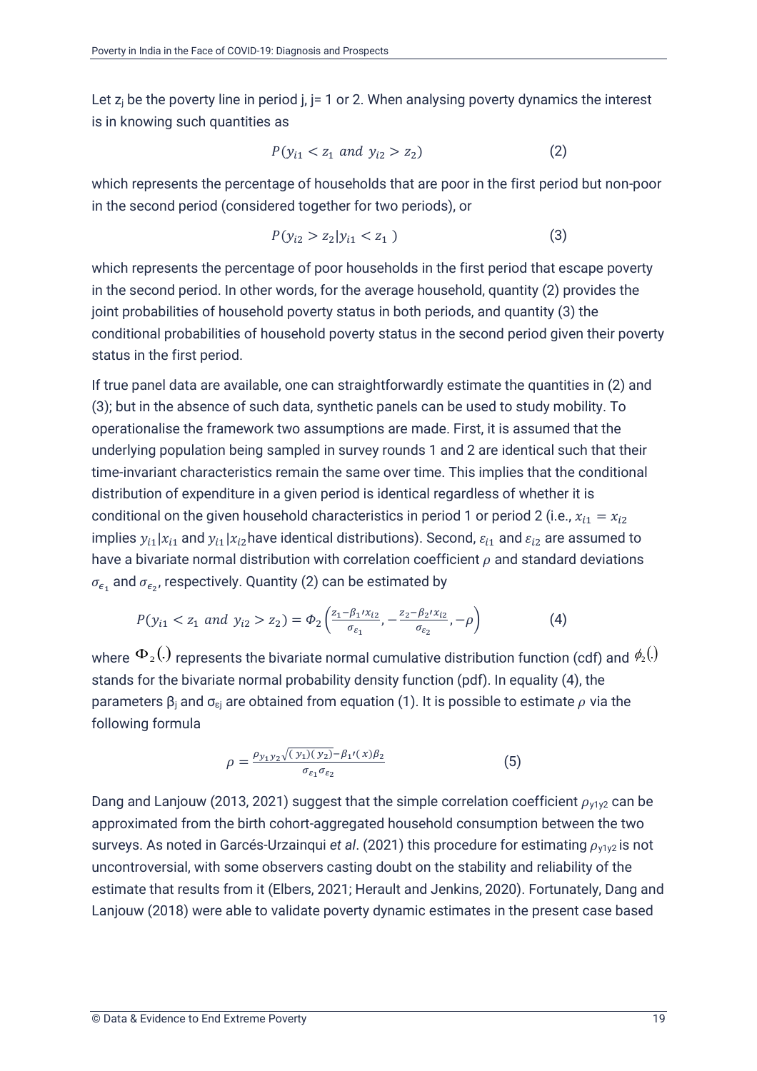Let $z_j$ be the poverty line in period j, j= 1 or 2. When analysing poverty dynamics the interest is in knowing such quantities as

$$P(y_{i1} < z_1 \text{ and } y_{i2} > z_2) \tag{2}$$

which represents the percentage of households that are poor in the first period but non-poor in the second period (considered together for two periods), or

$$P(y_{i2} > z_2 | y_{i1} < z_1) \tag{3}$$

which represents the percentage of poor households in the first period that escape poverty in the second period. In other words, for the average household, quantity (2) provides the joint probabilities of household poverty status in both periods, and quantity (3) the conditional probabilities of household poverty status in the second period given their poverty status in the first period.

If true panel data are available, one can straightforwardly estimate the quantities in (2) and (3); but in the absence of such data, synthetic panels can be used to study mobility. To operationalise the framework two assumptions are made. First, it is assumed that the underlying population being sampled in survey rounds 1 and 2 are identical such that their time-invariant characteristics remain the same over time. This implies that the conditional distribution of expenditure in a given period is identical regardless of whether it is conditional on the given household characteristics in period 1 or period 2 (i.e., $x_{i1} = x_{i2}$ implies $y_{i1}|x_{i1}$ and $y_{i1}|x_{i2}$ have identical distributions). Second, $\varepsilon_{i1}$ and $\varepsilon_{i2}$ are assumed to have a bivariate normal distribution with correlation coefficient $\rho$ and standard deviations $\sigma_{\epsilon_1}$ and $\sigma_{\epsilon_2}$, respectively. Quantity (2) can be estimated by

$$P(y_{i1} < z_1 \text{ and } y_{i2} > z_2) = \Phi_2\left(\frac{z_1 - \beta_1{}' x_{i2}}{\sigma_{\varepsilon_1}}, -\frac{z_2 - \beta_2{}' x_{i2}}{\sigma_{\varepsilon_2}}, -\rho\right) \tag{4}$$

where $\Phi_2(.)$ represents the bivariate normal cumulative distribution function (cdf) and $\phi_2(.)$ stands for the bivariate normal probability density function (pdf). In equality (4), the parameters $\beta_j$ and $\sigma_{\varepsilon j}$ are obtained from equation (1). It is possible to estimate $\rho$ via the following formula

$$\rho = \frac{\rho_{y_1 y_2}\sqrt{(y_1)(y_2)} - \beta_1{}'(x)\beta_2}{\sigma_{\varepsilon_1}\sigma_{\varepsilon_2}} \tag{5}$$

Dang and Lanjouw (2013, 2021) suggest that the simple correlation coefficient $\rho_{y1y2}$ can be approximated from the birth cohort-aggregated household consumption between the two surveys. As noted in Garcés-Urzainqui *et al*. (2021) this procedure for estimating $\rho_{y1y2}$ is not uncontroversial, with some observers casting doubt on the stability and reliability of the estimate that results from it (Elbers, 2021; Herault and Jenkins, 2020). Fortunately, Dang and Lanjouw (2018) were able to validate poverty dynamic estimates in the present case based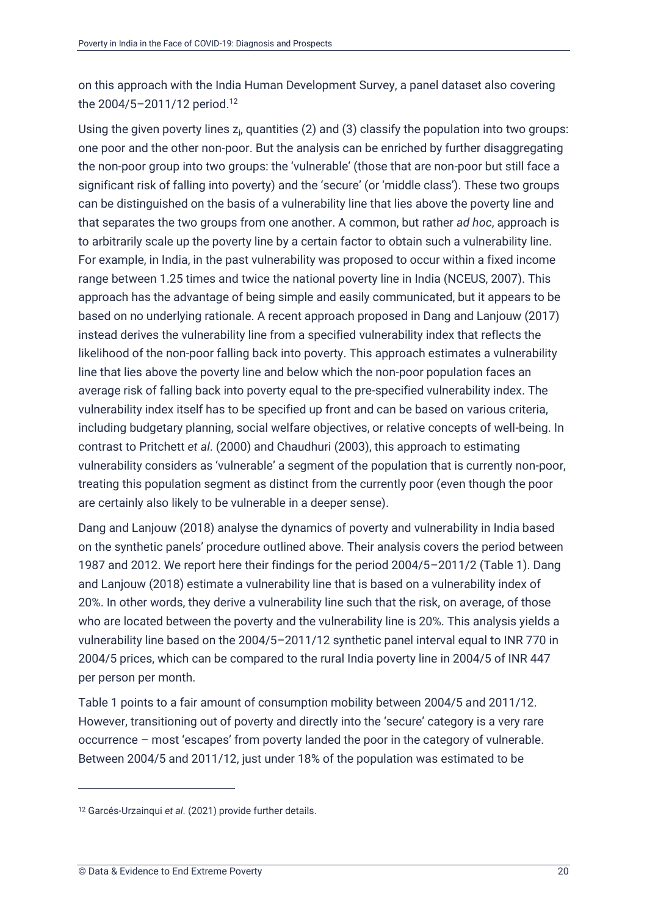on this approach with the India Human Development Survey, a panel dataset also covering the 2004/5–2011/12 period.[12]

Using the given poverty lines $z_j$, quantities (2) and (3) classify the population into two groups: one poor and the other non-poor. But the analysis can be enriched by further disaggregating the non-poor group into two groups: the 'vulnerable' (those that are non-poor but still face a significant risk of falling into poverty) and the 'secure' (or 'middle class'). These two groups can be distinguished on the basis of a vulnerability line that lies above the poverty line and that separates the two groups from one another. A common, but rather *ad hoc*, approach is to arbitrarily scale up the poverty line by a certain factor to obtain such a vulnerability line. For example, in India, in the past vulnerability was proposed to occur within a fixed income range between 1.25 times and twice the national poverty line in India (NCEUS, 2007). This approach has the advantage of being simple and easily communicated, but it appears to be based on no underlying rationale. A recent approach proposed in Dang and Lanjouw (2017) instead derives the vulnerability line from a specified vulnerability index that reflects the likelihood of the non-poor falling back into poverty. This approach estimates a vulnerability line that lies above the poverty line and below which the non-poor population faces an average risk of falling back into poverty equal to the pre-specified vulnerability index. The vulnerability index itself has to be specified up front and can be based on various criteria, including budgetary planning, social welfare objectives, or relative concepts of well-being. In contrast to Pritchett *et al*. (2000) and Chaudhuri (2003), this approach to estimating vulnerability considers as 'vulnerable' a segment of the population that is currently non-poor, treating this population segment as distinct from the currently poor (even though the poor are certainly also likely to be vulnerable in a deeper sense).

Dang and Lanjouw (2018) analyse the dynamics of poverty and vulnerability in India based on the synthetic panels' procedure outlined above. Their analysis covers the period between 1987 and 2012. We report here their findings for the period 2004/5–2011/2 (Table 1). Dang and Lanjouw (2018) estimate a vulnerability line that is based on a vulnerability index of 20%. In other words, they derive a vulnerability line such that the risk, on average, of those who are located between the poverty and the vulnerability line is 20%. This analysis yields a vulnerability line based on the 2004/5–2011/12 synthetic panel interval equal to INR 770 in 2004/5 prices, which can be compared to the rural India poverty line in 2004/5 of INR 447 per person per month.

Table 1 points to a fair amount of consumption mobility between 2004/5 and 2011/12. However, transitioning out of poverty and directly into the 'secure' category is a very rare occurrence – most 'escapes' from poverty landed the poor in the category of vulnerable. Between 2004/5 and 2011/12, just under 18% of the population was estimated to be

---

[12] Garcés-Urzainqui *et al*. (2021) provide further details.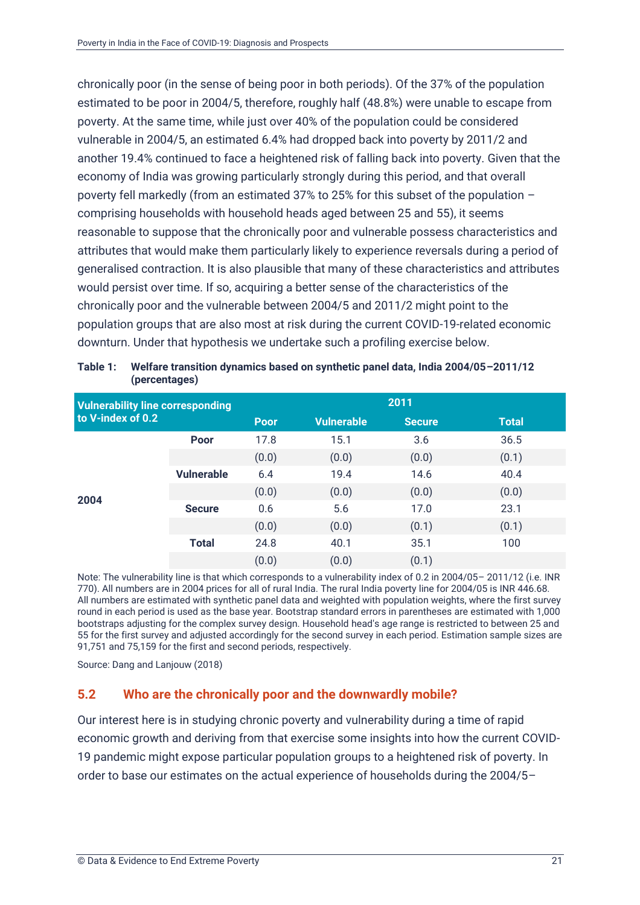chronically poor (in the sense of being poor in both periods). Of the 37% of the population estimated to be poor in 2004/5, therefore, roughly half (48.8%) were unable to escape from poverty. At the same time, while just over 40% of the population could be considered vulnerable in 2004/5, an estimated 6.4% had dropped back into poverty by 2011/2 and another 19.4% continued to face a heightened risk of falling back into poverty. Given that the economy of India was growing particularly strongly during this period, and that overall poverty fell markedly (from an estimated 37% to 25% for this subset of the population – comprising households with household heads aged between 25 and 55), it seems reasonable to suppose that the chronically poor and vulnerable possess characteristics and attributes that would make them particularly likely to experience reversals during a period of generalised contraction. It is also plausible that many of these characteristics and attributes would persist over time. If so, acquiring a better sense of the characteristics of the chronically poor and the vulnerable between 2004/5 and 2011/2 might point to the population groups that are also most at risk during the current COVID-19-related economic downturn. Under that hypothesis we undertake such a profiling exercise below.

**Table 1: Welfare transition dynamics based on synthetic panel data, India 2004/05–2011/12 (percentages)**

| Vulnerability line corresponding to V-index of 0.2 | | 2011 | | | |
|---|---|---|---|---|---|
| | | Poor | Vulnerable | Secure | Total |
| 2004 | Poor | 17.8 | 15.1 | 3.6 | 36.5 |
| | | (0.0) | (0.0) | (0.0) | (0.1) |
| | Vulnerable | 6.4 | 19.4 | 14.6 | 40.4 |
| | | (0.0) | (0.0) | (0.0) | (0.0) |
| | Secure | 0.6 | 5.6 | 17.0 | 23.1 |
| | | (0.0) | (0.0) | (0.1) | (0.1) |
| | Total | 24.8 | 40.1 | 35.1 | 100 |
| | | (0.0) | (0.0) | (0.1) | |

Note: The vulnerability line is that which corresponds to a vulnerability index of 0.2 in 2004/05– 2011/12 (i.e. INR 770). All numbers are in 2004 prices for all of rural India. The rural India poverty line for 2004/05 is INR 446.68. All numbers are estimated with synthetic panel data and weighted with population weights, where the first survey round in each period is used as the base year. Bootstrap standard errors in parentheses are estimated with 1,000 bootstraps adjusting for the complex survey design. Household head's age range is restricted to between 25 and 55 for the first survey and adjusted accordingly for the second survey in each period. Estimation sample sizes are 91,751 and 75,159 for the first and second periods, respectively.

Source: Dang and Lanjouw (2018)

## 5.2 Who are the chronically poor and the downwardly mobile?

Our interest here is in studying chronic poverty and vulnerability during a time of rapid economic growth and deriving from that exercise some insights into how the current COVID-19 pandemic might expose particular population groups to a heightened risk of poverty. In order to base our estimates on the actual experience of households during the 2004/5–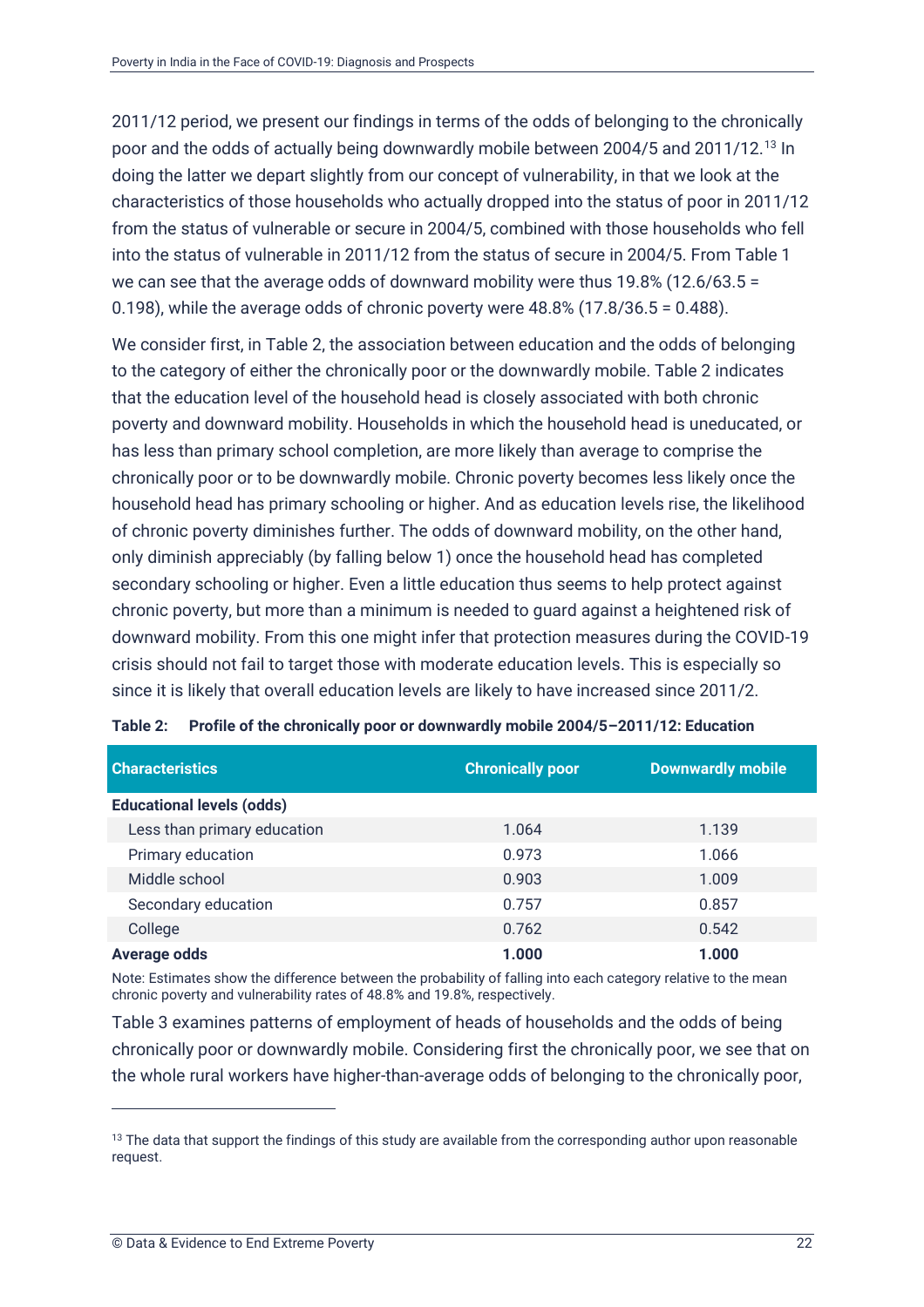2011/12 period, we present our findings in terms of the odds of belonging to the chronically poor and the odds of actually being downwardly mobile between 2004/5 and 2011/12.[13] In doing the latter we depart slightly from our concept of vulnerability, in that we look at the characteristics of those households who actually dropped into the status of poor in 2011/12 from the status of vulnerable or secure in 2004/5, combined with those households who fell into the status of vulnerable in 2011/12 from the status of secure in 2004/5. From Table 1 we can see that the average odds of downward mobility were thus 19.8% (12.6/63.5 = 0.198), while the average odds of chronic poverty were 48.8% (17.8/36.5 = 0.488).

We consider first, in Table 2, the association between education and the odds of belonging to the category of either the chronically poor or the downwardly mobile. Table 2 indicates that the education level of the household head is closely associated with both chronic poverty and downward mobility. Households in which the household head is uneducated, or has less than primary school completion, are more likely than average to comprise the chronically poor or to be downwardly mobile. Chronic poverty becomes less likely once the household head has primary schooling or higher. And as education levels rise, the likelihood of chronic poverty diminishes further. The odds of downward mobility, on the other hand, only diminish appreciably (by falling below 1) once the household head has completed secondary schooling or higher. Even a little education thus seems to help protect against chronic poverty, but more than a minimum is needed to guard against a heightened risk of downward mobility. From this one might infer that protection measures during the COVID-19 crisis should not fail to target those with moderate education levels. This is especially so since it is likely that overall education levels are likely to have increased since 2011/2.

**Table 2: Profile of the chronically poor or downwardly mobile 2004/5–2011/12: Education**

| Characteristics | Chronically poor | Downwardly mobile |
|---|---|---|
| **Educational levels (odds)** | | |
| Less than primary education | 1.064 | 1.139 |
| Primary education | 0.973 | 1.066 |
| Middle school | 0.903 | 1.009 |
| Secondary education | 0.757 | 0.857 |
| College | 0.762 | 0.542 |
| **Average odds** | **1.000** | **1.000** |

Note: Estimates show the difference between the probability of falling into each category relative to the mean chronic poverty and vulnerability rates of 48.8% and 19.8%, respectively.

Table 3 examines patterns of employment of heads of households and the odds of being chronically poor or downwardly mobile. Considering first the chronically poor, we see that on the whole rural workers have higher-than-average odds of belonging to the chronically poor,

[13] The data that support the findings of this study are available from the corresponding author upon reasonable request.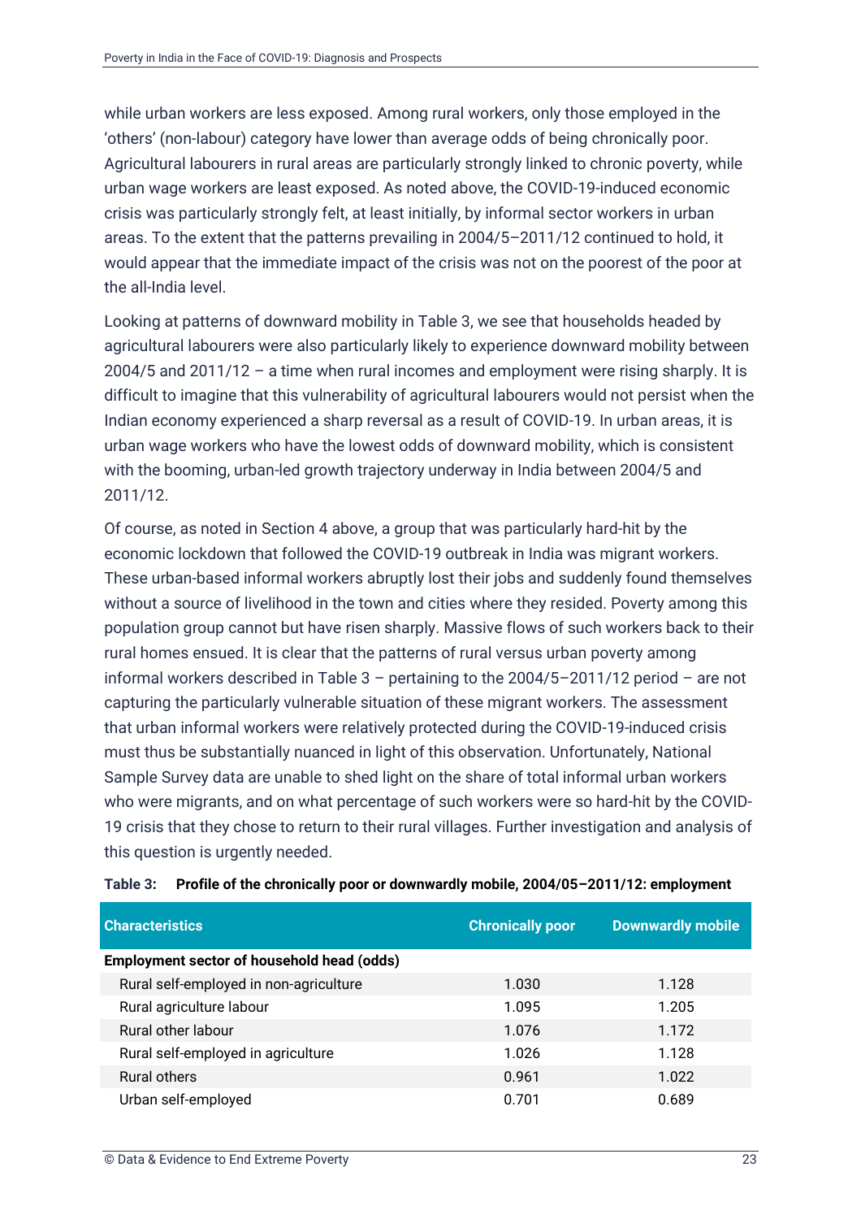while urban workers are less exposed. Among rural workers, only those employed in the 'others' (non-labour) category have lower than average odds of being chronically poor. Agricultural labourers in rural areas are particularly strongly linked to chronic poverty, while urban wage workers are least exposed. As noted above, the COVID-19-induced economic crisis was particularly strongly felt, at least initially, by informal sector workers in urban areas. To the extent that the patterns prevailing in 2004/5–2011/12 continued to hold, it would appear that the immediate impact of the crisis was not on the poorest of the poor at the all-India level.

Looking at patterns of downward mobility in Table 3, we see that households headed by agricultural labourers were also particularly likely to experience downward mobility between 2004/5 and 2011/12 – a time when rural incomes and employment were rising sharply. It is difficult to imagine that this vulnerability of agricultural labourers would not persist when the Indian economy experienced a sharp reversal as a result of COVID-19. In urban areas, it is urban wage workers who have the lowest odds of downward mobility, which is consistent with the booming, urban-led growth trajectory underway in India between 2004/5 and 2011/12.

Of course, as noted in Section 4 above, a group that was particularly hard-hit by the economic lockdown that followed the COVID-19 outbreak in India was migrant workers. These urban-based informal workers abruptly lost their jobs and suddenly found themselves without a source of livelihood in the town and cities where they resided. Poverty among this population group cannot but have risen sharply. Massive flows of such workers back to their rural homes ensued. It is clear that the patterns of rural versus urban poverty among informal workers described in Table 3 – pertaining to the 2004/5–2011/12 period – are not capturing the particularly vulnerable situation of these migrant workers. The assessment that urban informal workers were relatively protected during the COVID-19-induced crisis must thus be substantially nuanced in light of this observation. Unfortunately, National Sample Survey data are unable to shed light on the share of total informal urban workers who were migrants, and on what percentage of such workers were so hard-hit by the COVID-19 crisis that they chose to return to their rural villages. Further investigation and analysis of this question is urgently needed.

**Table 3: Profile of the chronically poor or downwardly mobile, 2004/05–2011/12: employment**

| Characteristics | Chronically poor | Downwardly mobile |
|---|---|---|
| **Employment sector of household head (odds)** | | |
| Rural self-employed in non-agriculture | 1.030 | 1.128 |
| Rural agriculture labour | 1.095 | 1.205 |
| Rural other labour | 1.076 | 1.172 |
| Rural self-employed in agriculture | 1.026 | 1.128 |
| Rural others | 0.961 | 1.022 |
| Urban self-employed | 0.701 | 0.689 |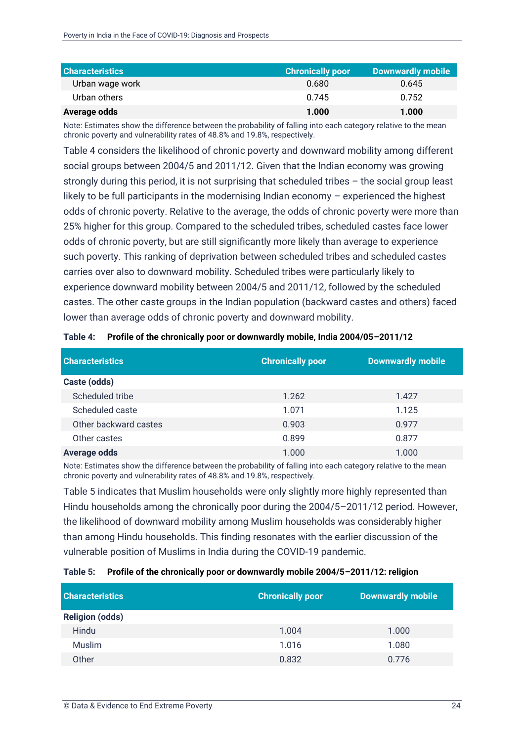| Characteristics | Chronically poor | Downwardly mobile |
|---|---|---|
| Urban wage work | 0.680 | 0.645 |
| Urban others | 0.745 | 0.752 |
| **Average odds** | **1.000** | **1.000** |

Note: Estimates show the difference between the probability of falling into each category relative to the mean chronic poverty and vulnerability rates of 48.8% and 19.8%, respectively.

Table 4 considers the likelihood of chronic poverty and downward mobility among different social groups between 2004/5 and 2011/12. Given that the Indian economy was growing strongly during this period, it is not surprising that scheduled tribes – the social group least likely to be full participants in the modernising Indian economy – experienced the highest odds of chronic poverty. Relative to the average, the odds of chronic poverty were more than 25% higher for this group. Compared to the scheduled tribes, scheduled castes face lower odds of chronic poverty, but are still significantly more likely than average to experience such poverty. This ranking of deprivation between scheduled tribes and scheduled castes carries over also to downward mobility. Scheduled tribes were particularly likely to experience downward mobility between 2004/5 and 2011/12, followed by the scheduled castes. The other caste groups in the Indian population (backward castes and others) faced lower than average odds of chronic poverty and downward mobility.

**Table 4: Profile of the chronically poor or downwardly mobile, India 2004/05–2011/12**

| Characteristics | Chronically poor | Downwardly mobile |
|---|---|---|
| **Caste (odds)** | | |
| Scheduled tribe | 1.262 | 1.427 |
| Scheduled caste | 1.071 | 1.125 |
| Other backward castes | 0.903 | 0.977 |
| Other castes | 0.899 | 0.877 |
| **Average odds** | 1.000 | 1.000 |

Note: Estimates show the difference between the probability of falling into each category relative to the mean chronic poverty and vulnerability rates of 48.8% and 19.8%, respectively.

Table 5 indicates that Muslim households were only slightly more highly represented than Hindu households among the chronically poor during the 2004/5–2011/12 period. However, the likelihood of downward mobility among Muslim households was considerably higher than among Hindu households. This finding resonates with the earlier discussion of the vulnerable position of Muslims in India during the COVID-19 pandemic.

**Table 5: Profile of the chronically poor or downwardly mobile 2004/5–2011/12: religion**

| Characteristics | Chronically poor | Downwardly mobile |
|---|---|---|
| **Religion (odds)** | | |
| Hindu | 1.004 | 1.000 |
| Muslim | 1.016 | 1.080 |
| Other | 0.832 | 0.776 |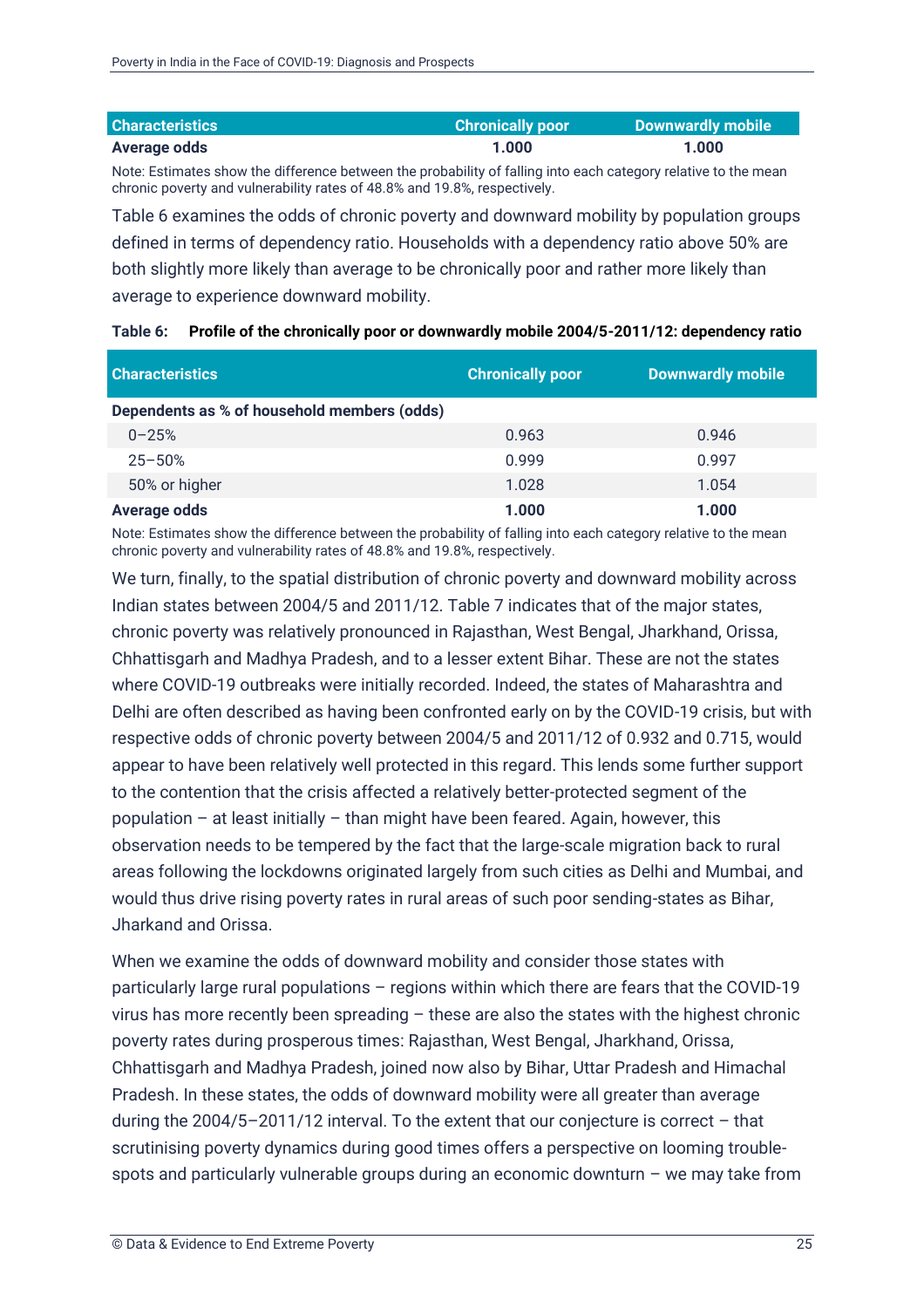| Characteristics | Chronically poor | Downwardly mobile |
|---|---|---|
| **Average odds** | **1.000** | **1.000** |

Note: Estimates show the difference between the probability of falling into each category relative to the mean chronic poverty and vulnerability rates of 48.8% and 19.8%, respectively.

Table 6 examines the odds of chronic poverty and downward mobility by population groups defined in terms of dependency ratio. Households with a dependency ratio above 50% are both slightly more likely than average to be chronically poor and rather more likely than average to experience downward mobility.

**Table 6: Profile of the chronically poor or downwardly mobile 2004/5-2011/12: dependency ratio**

| Characteristics | Chronically poor | Downwardly mobile |
|---|---|---|
| **Dependents as % of household members (odds)** | | |
| 0–25% | 0.963 | 0.946 |
| 25–50% | 0.999 | 0.997 |
| 50% or higher | 1.028 | 1.054 |
| **Average odds** | **1.000** | **1.000** |

Note: Estimates show the difference between the probability of falling into each category relative to the mean chronic poverty and vulnerability rates of 48.8% and 19.8%, respectively.

We turn, finally, to the spatial distribution of chronic poverty and downward mobility across Indian states between 2004/5 and 2011/12. Table 7 indicates that of the major states, chronic poverty was relatively pronounced in Rajasthan, West Bengal, Jharkhand, Orissa, Chhattisgarh and Madhya Pradesh, and to a lesser extent Bihar. These are not the states where COVID-19 outbreaks were initially recorded. Indeed, the states of Maharashtra and Delhi are often described as having been confronted early on by the COVID-19 crisis, but with respective odds of chronic poverty between 2004/5 and 2011/12 of 0.932 and 0.715, would appear to have been relatively well protected in this regard. This lends some further support to the contention that the crisis affected a relatively better-protected segment of the population – at least initially – than might have been feared. Again, however, this observation needs to be tempered by the fact that the large-scale migration back to rural areas following the lockdowns originated largely from such cities as Delhi and Mumbai, and would thus drive rising poverty rates in rural areas of such poor sending-states as Bihar, Jharkand and Orissa.

When we examine the odds of downward mobility and consider those states with particularly large rural populations – regions within which there are fears that the COVID-19 virus has more recently been spreading – these are also the states with the highest chronic poverty rates during prosperous times: Rajasthan, West Bengal, Jharkhand, Orissa, Chhattisgarh and Madhya Pradesh, joined now also by Bihar, Uttar Pradesh and Himachal Pradesh. In these states, the odds of downward mobility were all greater than average during the 2004/5–2011/12 interval. To the extent that our conjecture is correct – that scrutinising poverty dynamics during good times offers a perspective on looming trouble-spots and particularly vulnerable groups during an economic downturn – we may take from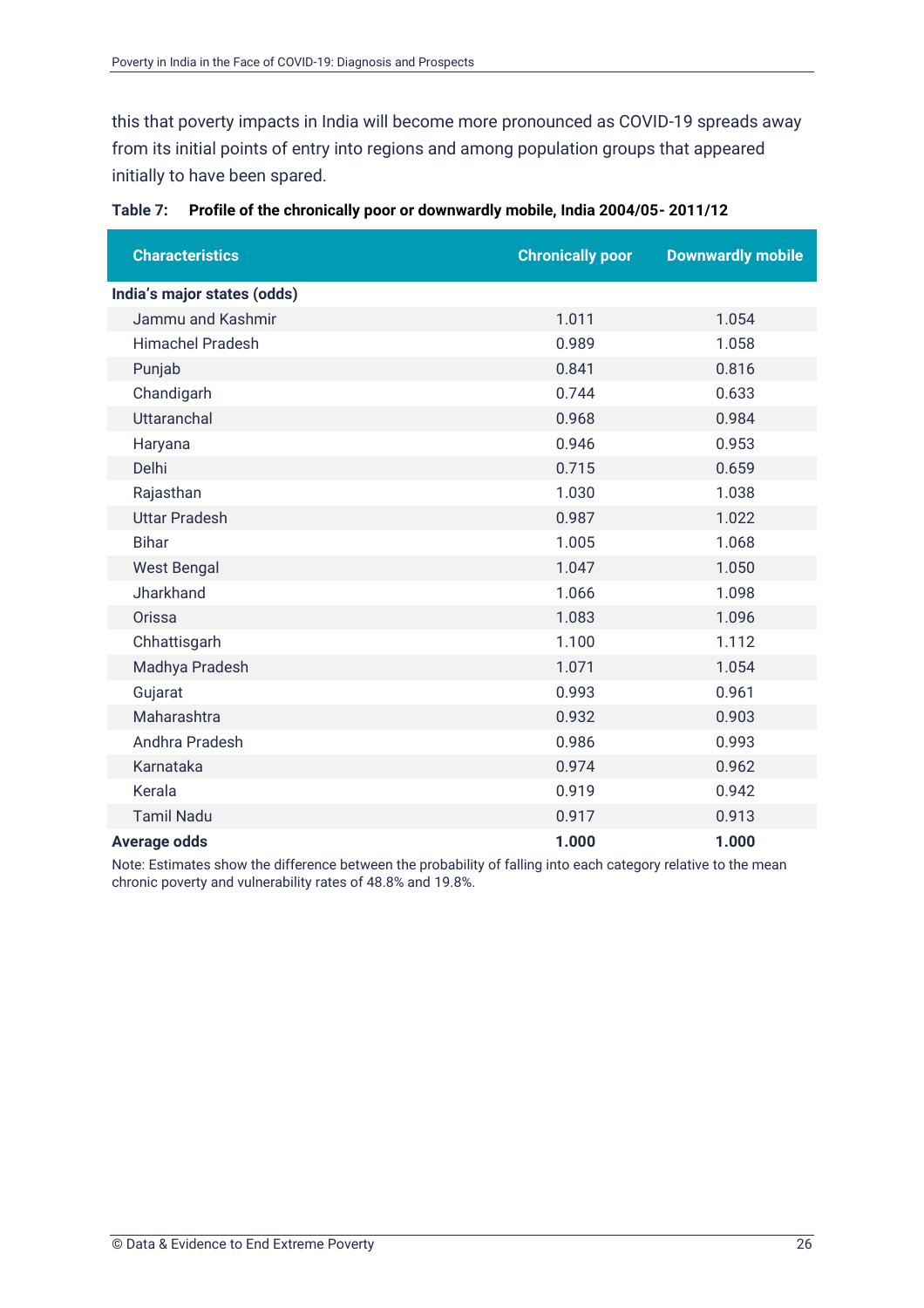this that poverty impacts in India will become more pronounced as COVID-19 spreads away from its initial points of entry into regions and among population groups that appeared initially to have been spared.

**Table 7: Profile of the chronically poor or downwardly mobile, India 2004/05- 2011/12**

| Characteristics | Chronically poor | Downwardly mobile |
|---|---|---|
| **India's major states (odds)** | | |
| Jammu and Kashmir | 1.011 | 1.054 |
| Himachel Pradesh | 0.989 | 1.058 |
| Punjab | 0.841 | 0.816 |
| Chandigarh | 0.744 | 0.633 |
| Uttaranchal | 0.968 | 0.984 |
| Haryana | 0.946 | 0.953 |
| Delhi | 0.715 | 0.659 |
| Rajasthan | 1.030 | 1.038 |
| Uttar Pradesh | 0.987 | 1.022 |
| Bihar | 1.005 | 1.068 |
| West Bengal | 1.047 | 1.050 |
| Jharkhand | 1.066 | 1.098 |
| Orissa | 1.083 | 1.096 |
| Chhattisgarh | 1.100 | 1.112 |
| Madhya Pradesh | 1.071 | 1.054 |
| Gujarat | 0.993 | 0.961 |
| Maharashtra | 0.932 | 0.903 |
| Andhra Pradesh | 0.986 | 0.993 |
| Karnataka | 0.974 | 0.962 |
| Kerala | 0.919 | 0.942 |
| Tamil Nadu | 0.917 | 0.913 |
| **Average odds** | **1.000** | **1.000** |

Note: Estimates show the difference between the probability of falling into each category relative to the mean chronic poverty and vulnerability rates of 48.8% and 19.8%.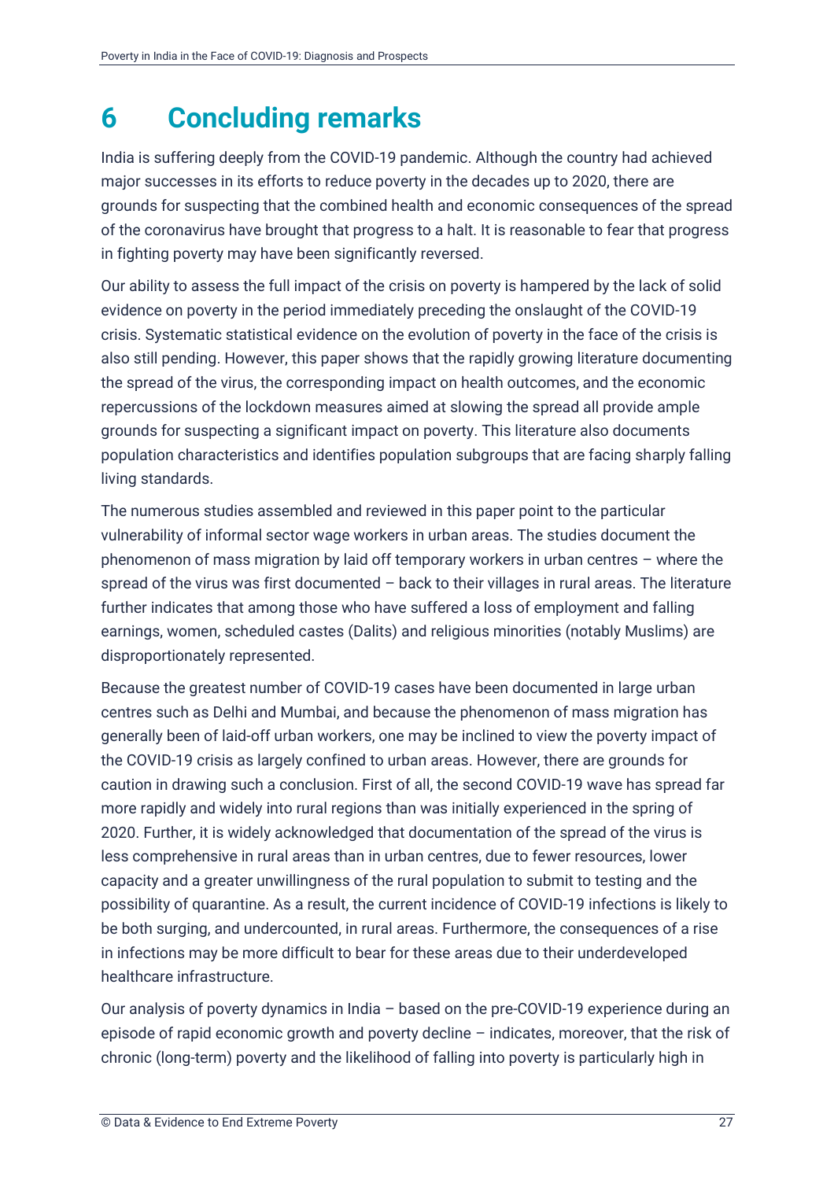# 6 Concluding remarks

India is suffering deeply from the COVID-19 pandemic. Although the country had achieved major successes in its efforts to reduce poverty in the decades up to 2020, there are grounds for suspecting that the combined health and economic consequences of the spread of the coronavirus have brought that progress to a halt. It is reasonable to fear that progress in fighting poverty may have been significantly reversed.

Our ability to assess the full impact of the crisis on poverty is hampered by the lack of solid evidence on poverty in the period immediately preceding the onslaught of the COVID-19 crisis. Systematic statistical evidence on the evolution of poverty in the face of the crisis is also still pending. However, this paper shows that the rapidly growing literature documenting the spread of the virus, the corresponding impact on health outcomes, and the economic repercussions of the lockdown measures aimed at slowing the spread all provide ample grounds for suspecting a significant impact on poverty. This literature also documents population characteristics and identifies population subgroups that are facing sharply falling living standards.

The numerous studies assembled and reviewed in this paper point to the particular vulnerability of informal sector wage workers in urban areas. The studies document the phenomenon of mass migration by laid off temporary workers in urban centres – where the spread of the virus was first documented – back to their villages in rural areas. The literature further indicates that among those who have suffered a loss of employment and falling earnings, women, scheduled castes (Dalits) and religious minorities (notably Muslims) are disproportionately represented.

Because the greatest number of COVID-19 cases have been documented in large urban centres such as Delhi and Mumbai, and because the phenomenon of mass migration has generally been of laid-off urban workers, one may be inclined to view the poverty impact of the COVID-19 crisis as largely confined to urban areas. However, there are grounds for caution in drawing such a conclusion. First of all, the second COVID-19 wave has spread far more rapidly and widely into rural regions than was initially experienced in the spring of 2020. Further, it is widely acknowledged that documentation of the spread of the virus is less comprehensive in rural areas than in urban centres, due to fewer resources, lower capacity and a greater unwillingness of the rural population to submit to testing and the possibility of quarantine. As a result, the current incidence of COVID-19 infections is likely to be both surging, and undercounted, in rural areas. Furthermore, the consequences of a rise in infections may be more difficult to bear for these areas due to their underdeveloped healthcare infrastructure.

Our analysis of poverty dynamics in India – based on the pre-COVID-19 experience during an episode of rapid economic growth and poverty decline – indicates, moreover, that the risk of chronic (long-term) poverty and the likelihood of falling into poverty is particularly high in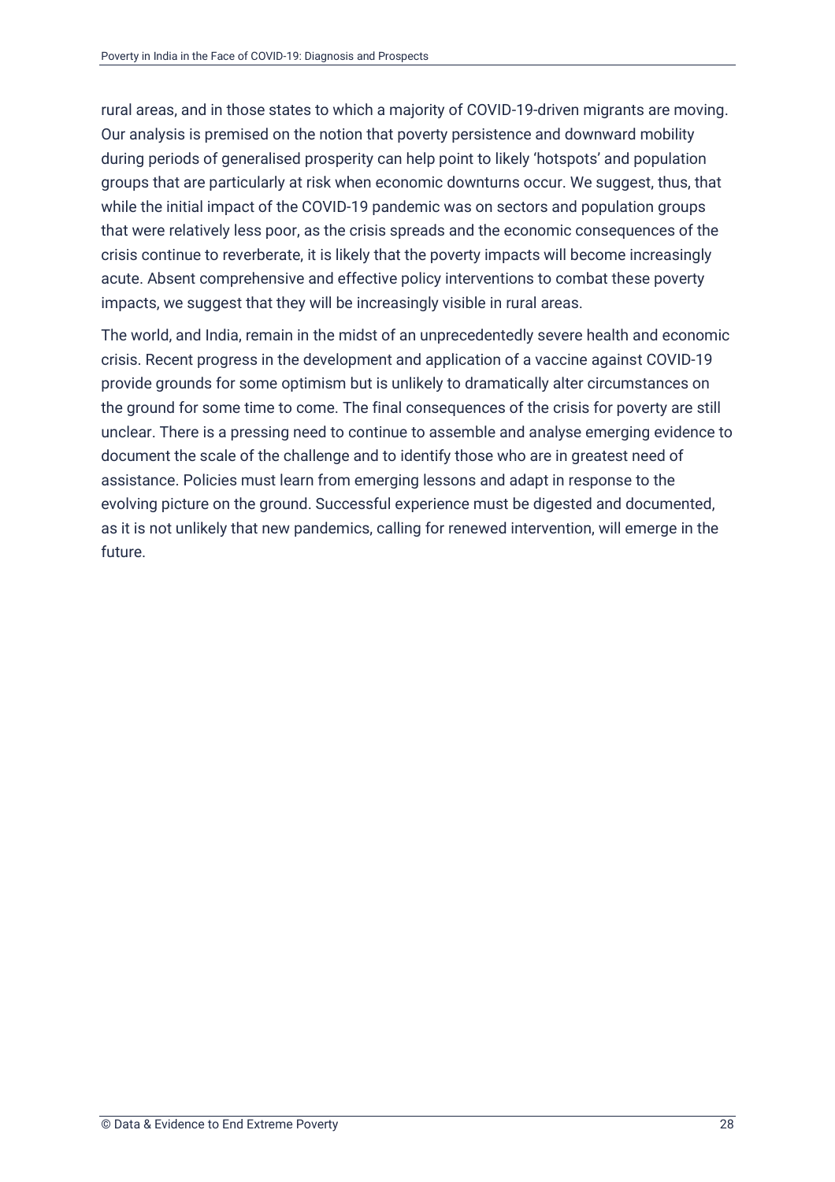rural areas, and in those states to which a majority of COVID-19-driven migrants are moving. Our analysis is premised on the notion that poverty persistence and downward mobility during periods of generalised prosperity can help point to likely 'hotspots' and population groups that are particularly at risk when economic downturns occur. We suggest, thus, that while the initial impact of the COVID-19 pandemic was on sectors and population groups that were relatively less poor, as the crisis spreads and the economic consequences of the crisis continue to reverberate, it is likely that the poverty impacts will become increasingly acute. Absent comprehensive and effective policy interventions to combat these poverty impacts, we suggest that they will be increasingly visible in rural areas.

The world, and India, remain in the midst of an unprecedentedly severe health and economic crisis. Recent progress in the development and application of a vaccine against COVID-19 provide grounds for some optimism but is unlikely to dramatically alter circumstances on the ground for some time to come. The final consequences of the crisis for poverty are still unclear. There is a pressing need to continue to assemble and analyse emerging evidence to document the scale of the challenge and to identify those who are in greatest need of assistance. Policies must learn from emerging lessons and adapt in response to the evolving picture on the ground. Successful experience must be digested and documented, as it is not unlikely that new pandemics, calling for renewed intervention, will emerge in the future.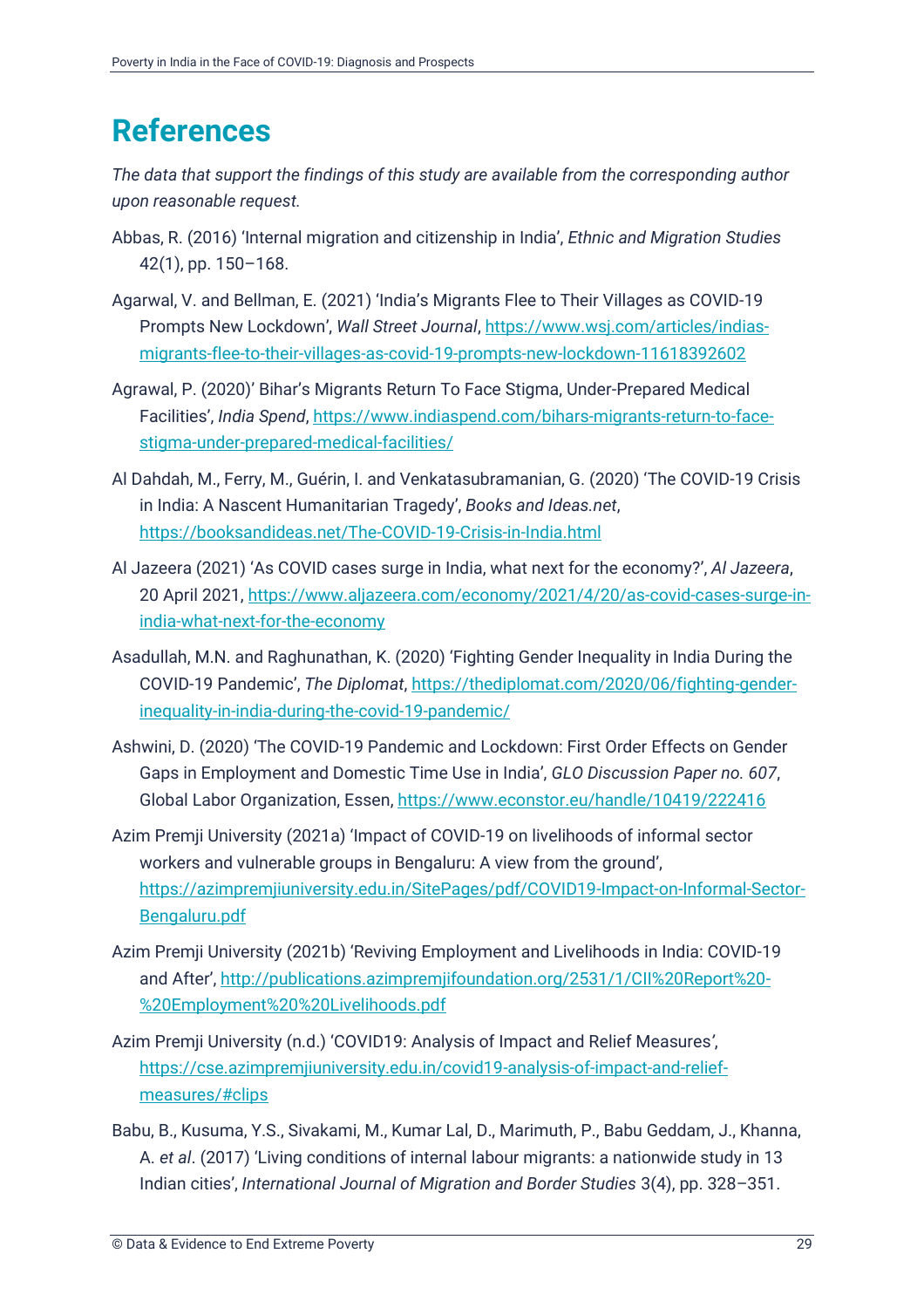# References

*The data that support the findings of this study are available from the corresponding author upon reasonable request.*

Abbas, R. (2016) 'Internal migration and citizenship in India', *Ethnic and Migration Studies* 42(1), pp. 150–168.

Agarwal, V. and Bellman, E. (2021) 'India's Migrants Flee to Their Villages as COVID-19 Prompts New Lockdown', *Wall Street Journal*, https://www.wsj.com/articles/indias-migrants-flee-to-their-villages-as-covid-19-prompts-new-lockdown-11618392602

Agrawal, P. (2020)' Bihar's Migrants Return To Face Stigma, Under-Prepared Medical Facilities', *India Spend*, https://www.indiaspend.com/bihars-migrants-return-to-face-stigma-under-prepared-medical-facilities/

Al Dahdah, M., Ferry, M., Guérin, I. and Venkatasubramanian, G. (2020) 'The COVID-19 Crisis in India: A Nascent Humanitarian Tragedy', *Books and Ideas.net*, https://booksandideas.net/The-COVID-19-Crisis-in-India.html

Al Jazeera (2021) 'As COVID cases surge in India, what next for the economy?', *Al Jazeera*, 20 April 2021, https://www.aljazeera.com/economy/2021/4/20/as-covid-cases-surge-in-india-what-next-for-the-economy

Asadullah, M.N. and Raghunathan, K. (2020) 'Fighting Gender Inequality in India During the COVID-19 Pandemic', *The Diplomat*, https://thediplomat.com/2020/06/fighting-gender-inequality-in-india-during-the-covid-19-pandemic/

Ashwini, D. (2020) 'The COVID-19 Pandemic and Lockdown: First Order Effects on Gender Gaps in Employment and Domestic Time Use in India', *GLO Discussion Paper no. 607*, Global Labor Organization, Essen, https://www.econstor.eu/handle/10419/222416

Azim Premji University (2021a) 'Impact of COVID-19 on livelihoods of informal sector workers and vulnerable groups in Bengaluru: A view from the ground', https://azimpremjiuniversity.edu.in/SitePages/pdf/COVID19-Impact-on-Informal-Sector-Bengaluru.pdf

Azim Premji University (2021b) 'Reviving Employment and Livelihoods in India: COVID-19 and After', http://publications.azimpremjifoundation.org/2531/1/CII%20Report%20-%20Employment%20%20Livelihoods.pdf

Azim Premji University (n.d.) 'COVID19: Analysis of Impact and Relief Measures', https://cse.azimpremjiuniversity.edu.in/covid19-analysis-of-impact-and-relief-measures/#clips

Babu, B., Kusuma, Y.S., Sivakami, M., Kumar Lal, D., Marimuth, P., Babu Geddam, J., Khanna, A. *et al*. (2017) 'Living conditions of internal labour migrants: a nationwide study in 13 Indian cities', *International Journal of Migration and Border Studies* 3(4), pp. 328–351.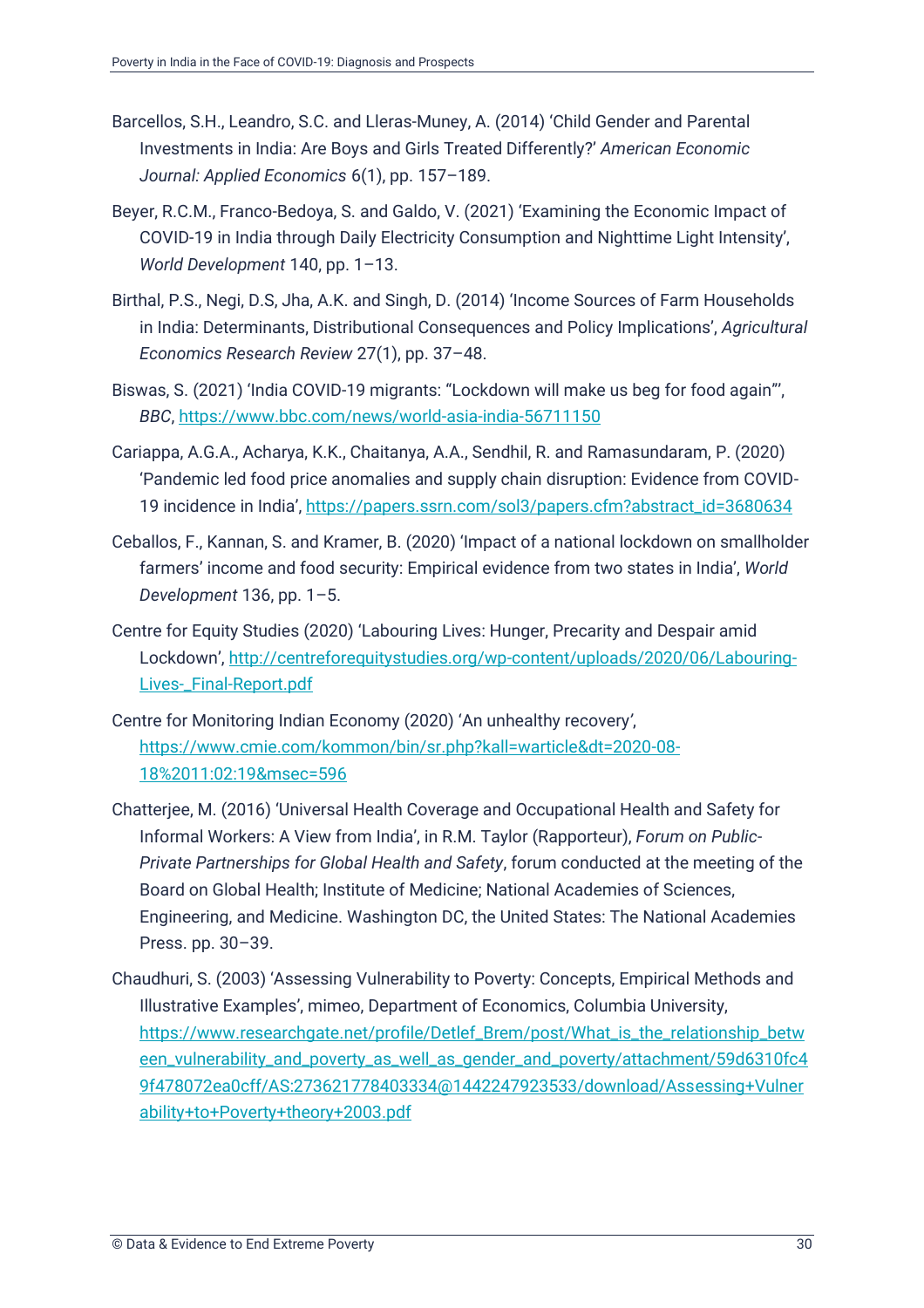Barcellos, S.H., Leandro, S.C. and Lleras-Muney, A. (2014) 'Child Gender and Parental Investments in India: Are Boys and Girls Treated Differently?' *American Economic Journal: Applied Economics* 6(1), pp. 157–189.

Beyer, R.C.M., Franco-Bedoya, S. and Galdo, V. (2021) 'Examining the Economic Impact of COVID-19 in India through Daily Electricity Consumption and Nighttime Light Intensity', *World Development* 140, pp. 1–13.

Birthal, P.S., Negi, D.S, Jha, A.K. and Singh, D. (2014) 'Income Sources of Farm Households in India: Determinants, Distributional Consequences and Policy Implications', *Agricultural Economics Research Review* 27(1), pp. 37–48.

Biswas, S. (2021) 'India COVID-19 migrants: "Lockdown will make us beg for food again"', *BBC*, https://www.bbc.com/news/world-asia-india-56711150

Cariappa, A.G.A., Acharya, K.K., Chaitanya, A.A., Sendhil, R. and Ramasundaram, P. (2020) 'Pandemic led food price anomalies and supply chain disruption: Evidence from COVID-19 incidence in India', https://papers.ssrn.com/sol3/papers.cfm?abstract_id=3680634

Ceballos, F., Kannan, S. and Kramer, B. (2020) 'Impact of a national lockdown on smallholder farmers' income and food security: Empirical evidence from two states in India', *World Development* 136, pp. 1–5.

Centre for Equity Studies (2020) 'Labouring Lives: Hunger, Precarity and Despair amid Lockdown', http://centreforequitystudies.org/wp-content/uploads/2020/06/Labouring-Lives-_Final-Report.pdf

Centre for Monitoring Indian Economy (2020) 'An unhealthy recovery', https://www.cmie.com/kommon/bin/sr.php?kall=warticle&dt=2020-08-18%2011:02:19&msec=596

Chatterjee, M. (2016) 'Universal Health Coverage and Occupational Health and Safety for Informal Workers: A View from India', in R.M. Taylor (Rapporteur), *Forum on Public-Private Partnerships for Global Health and Safety*, forum conducted at the meeting of the Board on Global Health; Institute of Medicine; National Academies of Sciences, Engineering, and Medicine. Washington DC, the United States: The National Academies Press. pp. 30–39.

Chaudhuri, S. (2003) 'Assessing Vulnerability to Poverty: Concepts, Empirical Methods and Illustrative Examples', mimeo, Department of Economics, Columbia University, https://www.researchgate.net/profile/Detlef_Brem/post/What_is_the_relationship_between_vulnerability_and_poverty_as_well_as_gender_and_poverty/attachment/59d6310fc49f478072ea0cff/AS:273621778403334@1442247923533/download/Assessing+Vulnerability+to+Poverty+theory+2003.pdf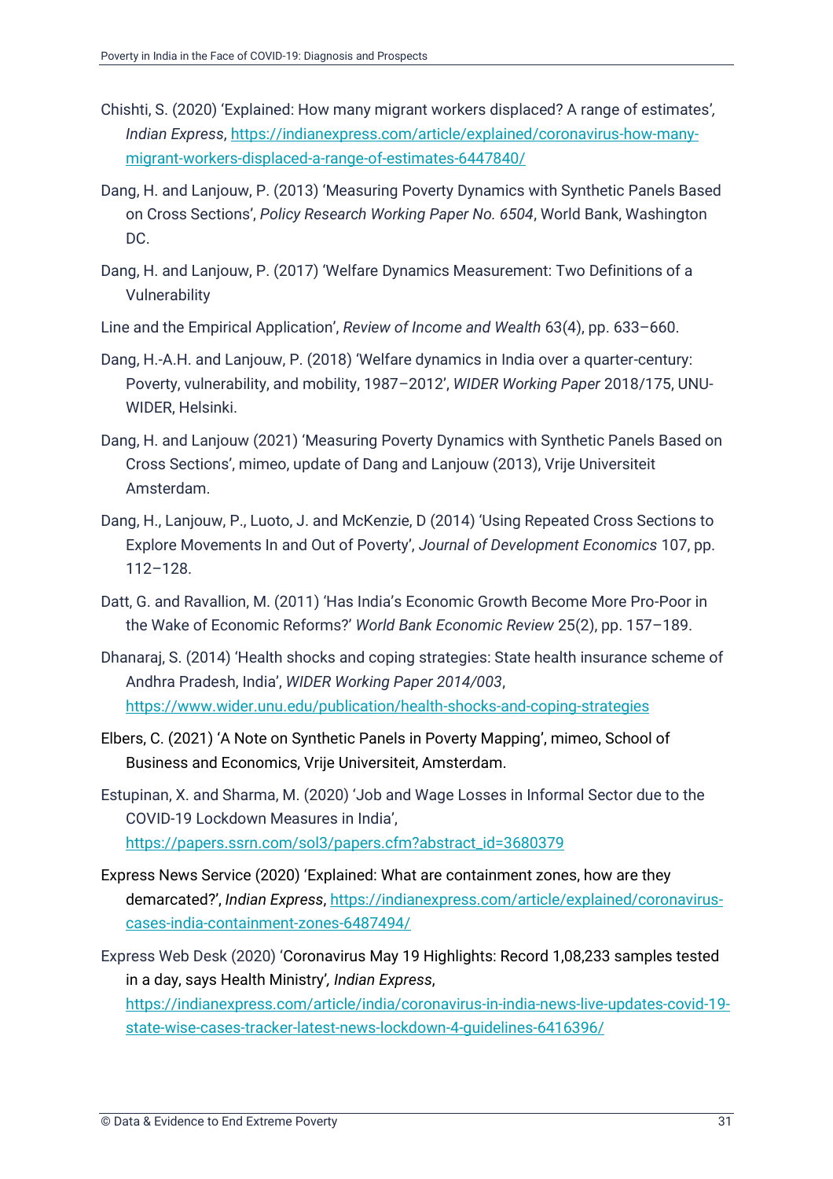Chishti, S. (2020) 'Explained: How many migrant workers displaced? A range of estimates', *Indian Express*, https://indianexpress.com/article/explained/coronavirus-how-many-migrant-workers-displaced-a-range-of-estimates-6447840/

Dang, H. and Lanjouw, P. (2013) 'Measuring Poverty Dynamics with Synthetic Panels Based on Cross Sections', *Policy Research Working Paper No. 6504*, World Bank, Washington DC.

Dang, H. and Lanjouw, P. (2017) 'Welfare Dynamics Measurement: Two Definitions of a Vulnerability

Line and the Empirical Application', *Review of Income and Wealth* 63(4), pp. 633–660.

Dang, H.-A.H. and Lanjouw, P. (2018) 'Welfare dynamics in India over a quarter-century: Poverty, vulnerability, and mobility, 1987–2012', *WIDER Working Paper* 2018/175, UNU-WIDER, Helsinki.

Dang, H. and Lanjouw (2021) 'Measuring Poverty Dynamics with Synthetic Panels Based on Cross Sections', mimeo, update of Dang and Lanjouw (2013), Vrije Universiteit Amsterdam.

Dang, H., Lanjouw, P., Luoto, J. and McKenzie, D (2014) 'Using Repeated Cross Sections to Explore Movements In and Out of Poverty', *Journal of Development Economics* 107, pp. 112–128.

Datt, G. and Ravallion, M. (2011) 'Has India's Economic Growth Become More Pro-Poor in the Wake of Economic Reforms?' *World Bank Economic Review* 25(2), pp. 157–189.

Dhanaraj, S. (2014) 'Health shocks and coping strategies: State health insurance scheme of Andhra Pradesh, India', *WIDER Working Paper 2014/003*, https://www.wider.unu.edu/publication/health-shocks-and-coping-strategies

Elbers, C. (2021) 'A Note on Synthetic Panels in Poverty Mapping', mimeo, School of Business and Economics, Vrije Universiteit, Amsterdam.

Estupinan, X. and Sharma, M. (2020) 'Job and Wage Losses in Informal Sector due to the COVID-19 Lockdown Measures in India', https://papers.ssrn.com/sol3/papers.cfm?abstract_id=3680379

Express News Service (2020) 'Explained: What are containment zones, how are they demarcated?', *Indian Express*, https://indianexpress.com/article/explained/coronavirus-cases-india-containment-zones-6487494/

Express Web Desk (2020) 'Coronavirus May 19 Highlights: Record 1,08,233 samples tested in a day, says Health Ministry', *Indian Express*, https://indianexpress.com/article/india/coronavirus-in-india-news-live-updates-covid-19-state-wise-cases-tracker-latest-news-lockdown-4-guidelines-6416396/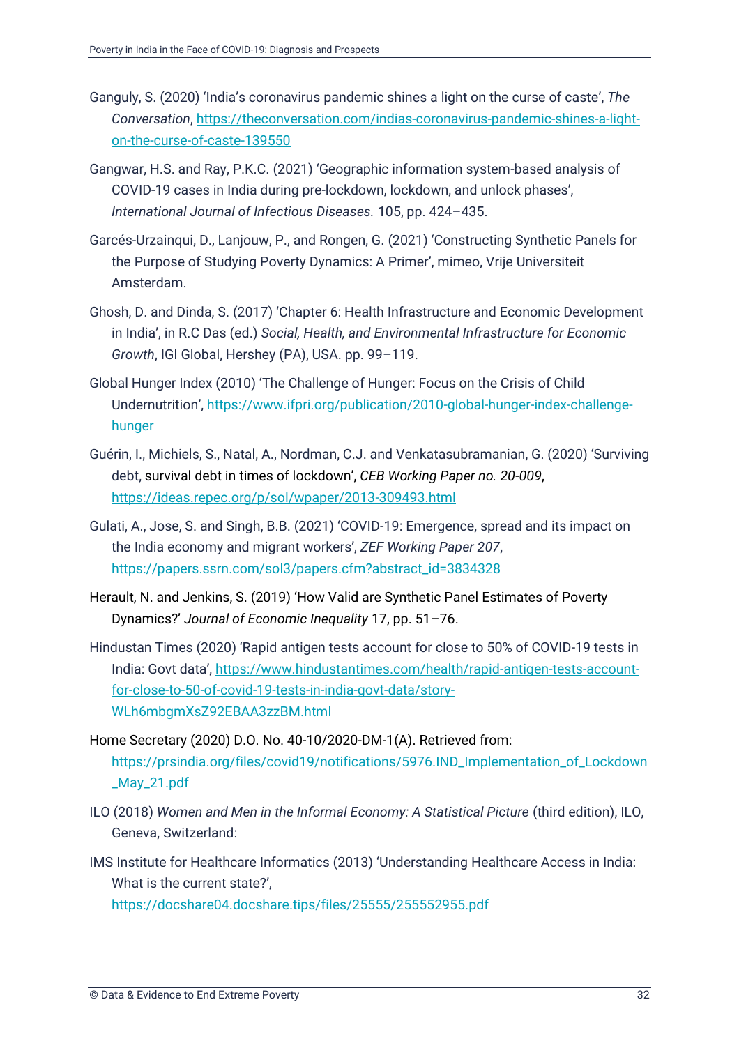Ganguly, S. (2020) 'India's coronavirus pandemic shines a light on the curse of caste', *The Conversation*, https://theconversation.com/indias-coronavirus-pandemic-shines-a-light-on-the-curse-of-caste-139550

Gangwar, H.S. and Ray, P.K.C. (2021) 'Geographic information system-based analysis of COVID-19 cases in India during pre-lockdown, lockdown, and unlock phases', *International Journal of Infectious Diseases.* 105, pp. 424–435.

Garcés-Urzainqui, D., Lanjouw, P., and Rongen, G. (2021) 'Constructing Synthetic Panels for the Purpose of Studying Poverty Dynamics: A Primer', mimeo, Vrije Universiteit Amsterdam.

Ghosh, D. and Dinda, S. (2017) 'Chapter 6: Health Infrastructure and Economic Development in India', in R.C Das (ed.) *Social, Health, and Environmental Infrastructure for Economic Growth*, IGI Global, Hershey (PA), USA. pp. 99–119.

Global Hunger Index (2010) 'The Challenge of Hunger: Focus on the Crisis of Child Undernutrition', https://www.ifpri.org/publication/2010-global-hunger-index-challenge-hunger

Guérin, I., Michiels, S., Natal, A., Nordman, C.J. and Venkatasubramanian, G. (2020) 'Surviving debt, survival debt in times of lockdown', *CEB Working Paper no. 20-009*, https://ideas.repec.org/p/sol/wpaper/2013-309493.html

Gulati, A., Jose, S. and Singh, B.B. (2021) 'COVID-19: Emergence, spread and its impact on the India economy and migrant workers', *ZEF Working Paper 207*, https://papers.ssrn.com/sol3/papers.cfm?abstract_id=3834328

Herault, N. and Jenkins, S. (2019) 'How Valid are Synthetic Panel Estimates of Poverty Dynamics?' *Journal of Economic Inequality* 17, pp. 51–76.

Hindustan Times (2020) 'Rapid antigen tests account for close to 50% of COVID-19 tests in India: Govt data', https://www.hindustantimes.com/health/rapid-antigen-tests-account-for-close-to-50-of-covid-19-tests-in-india-govt-data/story-WLh6mbgmXsZ92EBAA3zzBM.html

Home Secretary (2020) D.O. No. 40-10/2020-DM-1(A). Retrieved from: https://prsindia.org/files/covid19/notifications/5976.IND_Implementation_of_Lockdown_May_21.pdf

ILO (2018) *Women and Men in the Informal Economy: A Statistical Picture* (third edition), ILO, Geneva, Switzerland:

IMS Institute for Healthcare Informatics (2013) 'Understanding Healthcare Access in India: What is the current state?', https://docshare04.docshare.tips/files/25555/255552955.pdf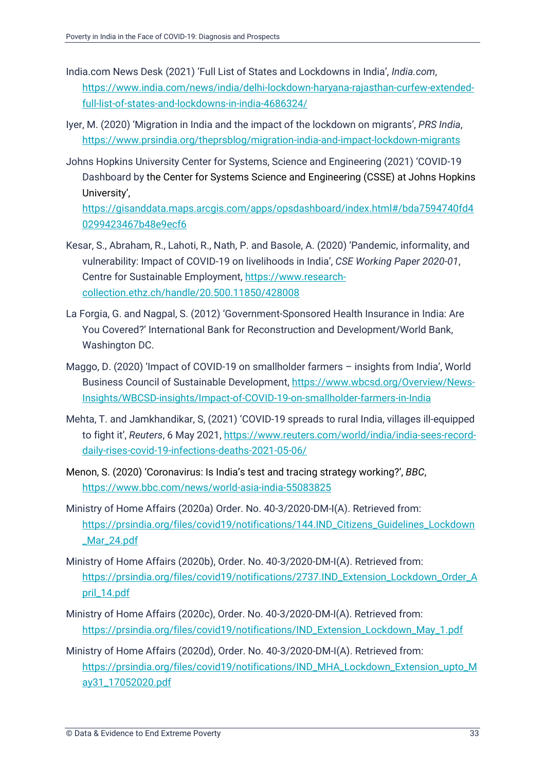India.com News Desk (2021) 'Full List of States and Lockdowns in India', *India.com*, https://www.india.com/news/india/delhi-lockdown-haryana-rajasthan-curfew-extended-full-list-of-states-and-lockdowns-in-india-4686324/

Iyer, M. (2020) 'Migration in India and the impact of the lockdown on migrants', *PRS India*, https://www.prsindia.org/theprsblog/migration-india-and-impact-lockdown-migrants

Johns Hopkins University Center for Systems, Science and Engineering (2021) 'COVID-19 Dashboard by the Center for Systems Science and Engineering (CSSE) at Johns Hopkins University', https://gisanddata.maps.arcgis.com/apps/opsdashboard/index.html#/bda7594740fd40299423467b48e9ecf6

Kesar, S., Abraham, R., Lahoti, R., Nath, P. and Basole, A. (2020) 'Pandemic, informality, and vulnerability: Impact of COVID-19 on livelihoods in India', *CSE Working Paper 2020-01*, Centre for Sustainable Employment, https://www.research-collection.ethz.ch/handle/20.500.11850/428008

La Forgia, G. and Nagpal, S. (2012) 'Government-Sponsored Health Insurance in India: Are You Covered?' International Bank for Reconstruction and Development/World Bank, Washington DC.

Maggo, D. (2020) 'Impact of COVID-19 on smallholder farmers – insights from India', World Business Council of Sustainable Development, https://www.wbcsd.org/Overview/News-Insights/WBCSD-insights/Impact-of-COVID-19-on-smallholder-farmers-in-India

Mehta, T. and Jamkhandikar, S, (2021) 'COVID-19 spreads to rural India, villages ill-equipped to fight it', *Reuters*, 6 May 2021, https://www.reuters.com/world/india/india-sees-record-daily-rises-covid-19-infections-deaths-2021-05-06/

Menon, S. (2020) 'Coronavirus: Is India's test and tracing strategy working?', *BBC*, https://www.bbc.com/news/world-asia-india-55083825

Ministry of Home Affairs (2020a) Order. No. 40-3/2020-DM-I(A). Retrieved from: https://prsindia.org/files/covid19/notifications/144.IND_Citizens_Guidelines_Lockdown_Mar_24.pdf

Ministry of Home Affairs (2020b), Order. No. 40-3/2020-DM-I(A). Retrieved from: https://prsindia.org/files/covid19/notifications/2737.IND_Extension_Lockdown_Order_April_14.pdf

Ministry of Home Affairs (2020c), Order. No. 40-3/2020-DM-I(A). Retrieved from: https://prsindia.org/files/covid19/notifications/IND_Extension_Lockdown_May_1.pdf

Ministry of Home Affairs (2020d), Order. No. 40-3/2020-DM-I(A). Retrieved from: https://prsindia.org/files/covid19/notifications/IND_MHA_Lockdown_Extension_upto_May31_17052020.pdf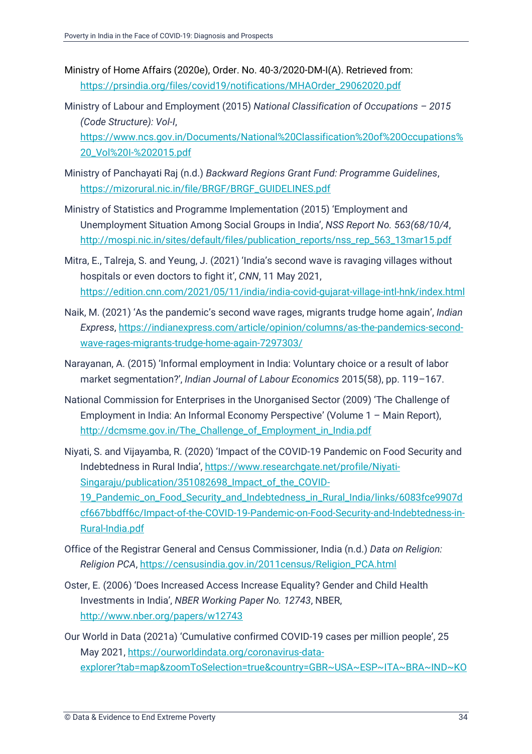Ministry of Home Affairs (2020e), Order. No. 40-3/2020-DM-I(A). Retrieved from: https://prsindia.org/files/covid19/notifications/MHAOrder_29062020.pdf

Ministry of Labour and Employment (2015) *National Classification of Occupations – 2015 (Code Structure): Vol-I*, https://www.ncs.gov.in/Documents/National%20Classification%20of%20Occupations%20_Vol%20I-%202015.pdf

Ministry of Panchayati Raj (n.d.) *Backward Regions Grant Fund: Programme Guidelines*, https://mizorural.nic.in/file/BRGF/BRGF_GUIDELINES.pdf

Ministry of Statistics and Programme Implementation (2015) 'Employment and Unemployment Situation Among Social Groups in India', *NSS Report No. 563(68/10/4*, http://mospi.nic.in/sites/default/files/publication_reports/nss_rep_563_13mar15.pdf

Mitra, E., Talreja, S. and Yeung, J. (2021) 'India's second wave is ravaging villages without hospitals or even doctors to fight it', *CNN*, 11 May 2021, https://edition.cnn.com/2021/05/11/india/india-covid-gujarat-village-intl-hnk/index.html

Naik, M. (2021) 'As the pandemic's second wave rages, migrants trudge home again', *Indian Express*, https://indianexpress.com/article/opinion/columns/as-the-pandemics-second-wave-rages-migrants-trudge-home-again-7297303/

Narayanan, A. (2015) 'Informal employment in India: Voluntary choice or a result of labor market segmentation?', *Indian Journal of Labour Economics* 2015(58), pp. 119–167.

National Commission for Enterprises in the Unorganised Sector (2009) 'The Challenge of Employment in India: An Informal Economy Perspective' (Volume 1 – Main Report), http://dcmsme.gov.in/The_Challenge_of_Employment_in_India.pdf

Niyati, S. and Vijayamba, R. (2020) 'Impact of the COVID-19 Pandemic on Food Security and Indebtedness in Rural India', https://www.researchgate.net/profile/Niyati-Singaraju/publication/351082698_Impact_of_the_COVID-19_Pandemic_on_Food_Security_and_Indebtedness_in_Rural_India/links/6083fce9907dcf667bbdff6c/Impact-of-the-COVID-19-Pandemic-on-Food-Security-and-Indebtedness-in-Rural-India.pdf

Office of the Registrar General and Census Commissioner, India (n.d.) *Data on Religion: Religion PCA*, https://censusindia.gov.in/2011census/Religion_PCA.html

Oster, E. (2006) 'Does Increased Access Increase Equality? Gender and Child Health Investments in India', *NBER Working Paper No. 12743*, NBER, http://www.nber.org/papers/w12743

Our World in Data (2021a) 'Cumulative confirmed COVID-19 cases per million people', 25 May 2021, https://ourworldindata.org/coronavirus-data-explorer?tab=map&zoomToSelection=true&country=GBR~USA~ESP~ITA~BRA~IND~KO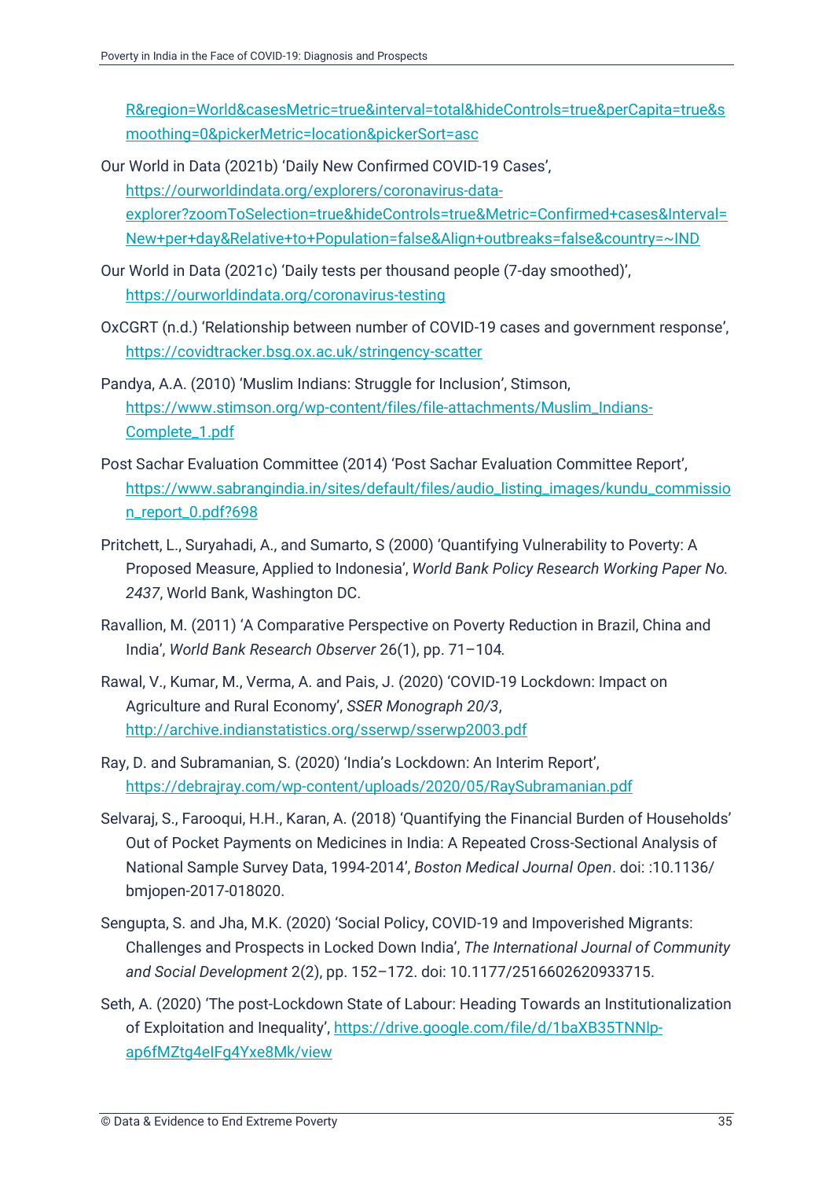R&region=World&casesMetric=true&interval=total&hideControls=true&perCapita=true&smoothing=0&pickerMetric=location&pickerSort=asc

Our World in Data (2021b) 'Daily New Confirmed COVID-19 Cases', https://ourworldindata.org/explorers/coronavirus-data-explorer?zoomToSelection=true&hideControls=true&Metric=Confirmed+cases&Interval=New+per+day&Relative+to+Population=false&Align+outbreaks=false&country=~IND

Our World in Data (2021c) 'Daily tests per thousand people (7-day smoothed)', https://ourworldindata.org/coronavirus-testing

OxCGRT (n.d.) 'Relationship between number of COVID-19 cases and government response', https://covidtracker.bsg.ox.ac.uk/stringency-scatter

Pandya, A.A. (2010) 'Muslim Indians: Struggle for Inclusion', Stimson, https://www.stimson.org/wp-content/files/file-attachments/Muslim_Indians-Complete_1.pdf

Post Sachar Evaluation Committee (2014) 'Post Sachar Evaluation Committee Report', https://www.sabrangindia.in/sites/default/files/audio_listing_images/kundu_commission_report_0.pdf?698

Pritchett, L., Suryahadi, A., and Sumarto, S (2000) 'Quantifying Vulnerability to Poverty: A Proposed Measure, Applied to Indonesia', *World Bank Policy Research Working Paper No. 2437*, World Bank, Washington DC.

Ravallion, M. (2011) 'A Comparative Perspective on Poverty Reduction in Brazil, China and India', *World Bank Research Observer* 26(1), pp. 71–104.

Rawal, V., Kumar, M., Verma, A. and Pais, J. (2020) 'COVID-19 Lockdown: Impact on Agriculture and Rural Economy', *SSER Monograph 20/3*, http://archive.indianstatistics.org/sserwp/sserwp2003.pdf

Ray, D. and Subramanian, S. (2020) 'India's Lockdown: An Interim Report', https://debrajray.com/wp-content/uploads/2020/05/RaySubramanian.pdf

Selvaraj, S., Farooqui, H.H., Karan, A. (2018) 'Quantifying the Financial Burden of Households' Out of Pocket Payments on Medicines in India: A Repeated Cross-Sectional Analysis of National Sample Survey Data, 1994-2014', *Boston Medical Journal Open*. doi: :10.1136/bmjopen-2017-018020.

Sengupta, S. and Jha, M.K. (2020) 'Social Policy, COVID-19 and Impoverished Migrants: Challenges and Prospects in Locked Down India', *The International Journal of Community and Social Development* 2(2), pp. 152–172. doi: 10.1177/2516602620933715.

Seth, A. (2020) 'The post-Lockdown State of Labour: Heading Towards an Institutionalization of Exploitation and Inequality', https://drive.google.com/file/d/1baXB35TNNlp-ap6fMZtg4eIFg4Yxe8Mk/view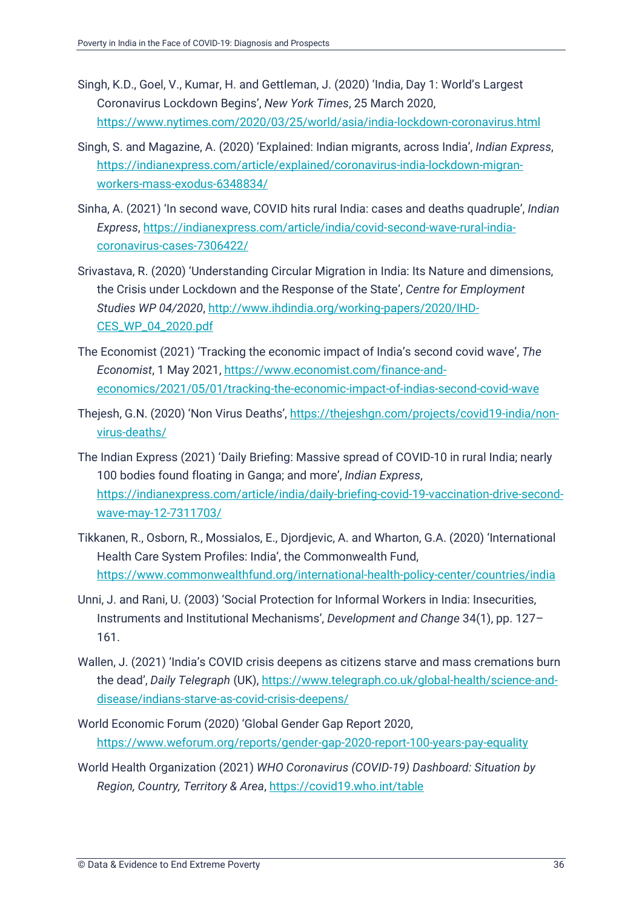Singh, K.D., Goel, V., Kumar, H. and Gettleman, J. (2020) 'India, Day 1: World's Largest Coronavirus Lockdown Begins', *New York Times*, 25 March 2020, https://www.nytimes.com/2020/03/25/world/asia/india-lockdown-coronavirus.html

Singh, S. and Magazine, A. (2020) 'Explained: Indian migrants, across India', *Indian Express*, https://indianexpress.com/article/explained/coronavirus-india-lockdown-migran-workers-mass-exodus-6348834/

Sinha, A. (2021) 'In second wave, COVID hits rural India: cases and deaths quadruple', *Indian Express*, https://indianexpress.com/article/india/covid-second-wave-rural-india-coronavirus-cases-7306422/

Srivastava, R. (2020) 'Understanding Circular Migration in India: Its Nature and dimensions, the Crisis under Lockdown and the Response of the State', *Centre for Employment Studies WP 04/2020*, http://www.ihdindia.org/working-papers/2020/IHD-CES_WP_04_2020.pdf

The Economist (2021) 'Tracking the economic impact of India's second covid wave', *The Economist*, 1 May 2021, https://www.economist.com/finance-and-economics/2021/05/01/tracking-the-economic-impact-of-indias-second-covid-wave

Thejesh, G.N. (2020) 'Non Virus Deaths', https://thejeshgn.com/projects/covid19-india/non-virus-deaths/

The Indian Express (2021) 'Daily Briefing: Massive spread of COVID-10 in rural India; nearly 100 bodies found floating in Ganga; and more', *Indian Express*, https://indianexpress.com/article/india/daily-briefing-covid-19-vaccination-drive-second-wave-may-12-7311703/

Tikkanen, R., Osborn, R., Mossialos, E., Djordjevic, A. and Wharton, G.A. (2020) 'International Health Care System Profiles: India', the Commonwealth Fund, https://www.commonwealthfund.org/international-health-policy-center/countries/india

Unni, J. and Rani, U. (2003) 'Social Protection for Informal Workers in India: Insecurities, Instruments and Institutional Mechanisms', *Development and Change* 34(1), pp. 127–161.

Wallen, J. (2021) 'India's COVID crisis deepens as citizens starve and mass cremations burn the dead', *Daily Telegraph* (UK), https://www.telegraph.co.uk/global-health/science-and-disease/indians-starve-as-covid-crisis-deepens/

World Economic Forum (2020) 'Global Gender Gap Report 2020, https://www.weforum.org/reports/gender-gap-2020-report-100-years-pay-equality

World Health Organization (2021) *WHO Coronavirus (COVID-19) Dashboard: Situation by Region, Country, Territory & Area*, https://covid19.who.int/table